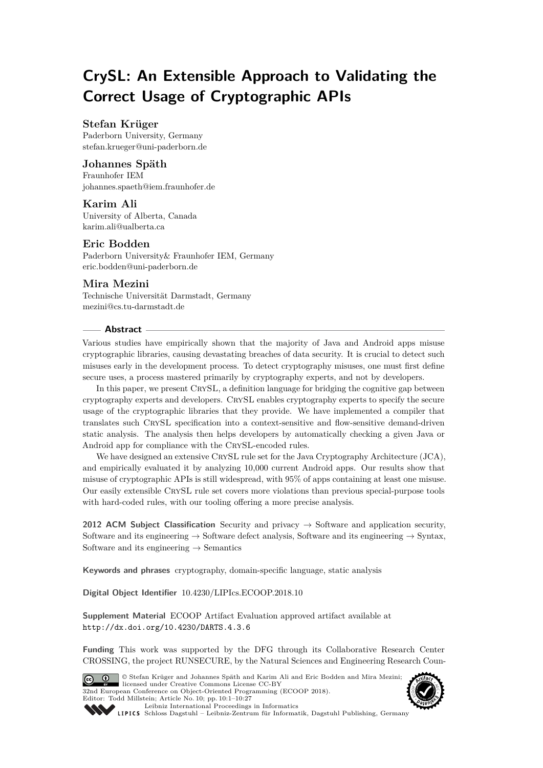# CrySL: An Extensible Approach to Validating the Correct Usage of Cryptographic APIs

**Stefan Krüger**
Paderborn University, Germany
stefan.krueger@uni-paderborn.de

**Johannes Späth**
Fraunhofer IEM
johannes.spaeth@iem.fraunhofer.de

**Karim Ali**
University of Alberta, Canada
karim.ali@ualberta.ca

**Eric Bodden**
Paderborn University& Fraunhofer IEM, Germany
eric.bodden@uni-paderborn.de

**Mira Mezini**
Technische Universität Darmstadt, Germany
mezini@cs.tu-darmstadt.de

## Abstract

Various studies have empirically shown that the majority of Java and Android apps misuse cryptographic libraries, causing devastating breaches of data security. It is crucial to detect such misuses early in the development process. To detect cryptography misuses, one must first define secure uses, a process mastered primarily by cryptography experts, and not by developers.

In this paper, we present CrySL, a definition language for bridging the cognitive gap between cryptography experts and developers. CrySL enables cryptography experts to specify the secure usage of the cryptographic libraries that they provide. We have implemented a compiler that translates such CrySL specification into a context-sensitive and flow-sensitive demand-driven static analysis. The analysis then helps developers by automatically checking a given Java or Android app for compliance with the CrySL-encoded rules.

We have designed an extensive CrySL rule set for the Java Cryptography Architecture (JCA), and empirically evaluated it by analyzing 10,000 current Android apps. Our results show that misuse of cryptographic APIs is still widespread, with 95% of apps containing at least one misuse. Our easily extensible CrySL rule set covers more violations than previous special-purpose tools with hard-coded rules, with our tooling offering a more precise analysis.

**2012 ACM Subject Classification** Security and privacy → Software and application security, Software and its engineering → Software defect analysis, Software and its engineering → Syntax, Software and its engineering → Semantics

**Keywords and phrases** cryptography, domain-specific language, static analysis

**Digital Object Identifier** 10.4230/LIPIcs.ECOOP.2018.10

**Supplement Material** ECOOP Artifact Evaluation approved artifact available at
http://dx.doi.org/10.4230/DARTS.4.3.6

**Funding** This work was supported by the DFG through its Collaborative Research Center CROSSING, the project RUNSECURE, by the Natural Sciences and Engineering Research Coun-

© Stefan Krüger and Johannes Späth and Karim Ali and Eric Bodden and Mira Mezini; licensed under Creative Commons License CC-BY
32nd European Conference on Object-Oriented Programming (ECOOP 2018).
Editor: Todd Millstein; Article No. 10; pp. 10:1–10:27
Leibniz International Proceedings in Informatics
LIPICS Schloss Dagstuhl – Leibniz-Zentrum für Informatik, Dagstuhl Publishing, Germany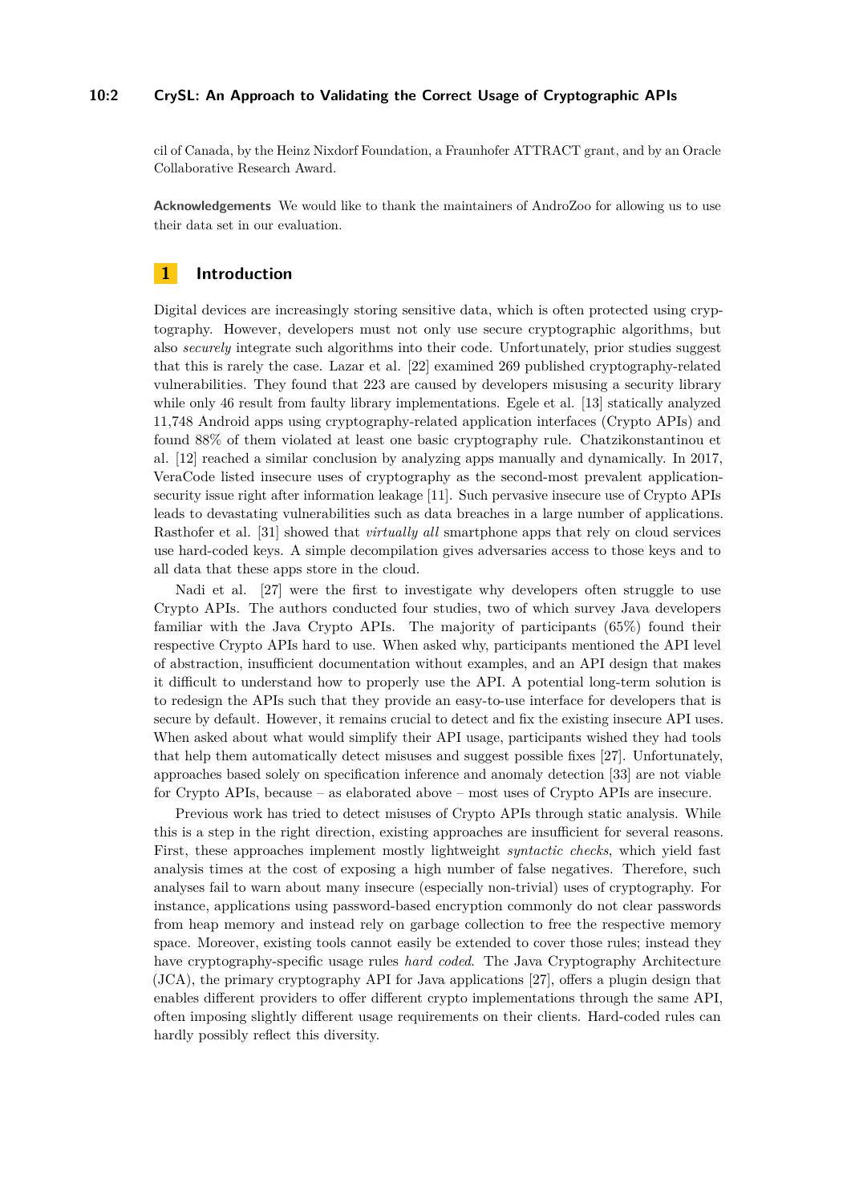cil of Canada, by the Heinz Nixdorf Foundation, a Fraunhofer ATTRACT grant, and by an Oracle Collaborative Research Award.

**Acknowledgements** We would like to thank the maintainers of AndroZoo for allowing us to use their data set in our evaluation.

## 1 Introduction

Digital devices are increasingly storing sensitive data, which is often protected using cryptography. However, developers must not only use secure cryptographic algorithms, but also *securely* integrate such algorithms into their code. Unfortunately, prior studies suggest that this is rarely the case. Lazar et al. [22] examined 269 published cryptography-related vulnerabilities. They found that 223 are caused by developers misusing a security library while only 46 result from faulty library implementations. Egele et al. [13] statically analyzed 11,748 Android apps using cryptography-related application interfaces (Crypto APIs) and found 88% of them violated at least one basic cryptography rule. Chatzikonstantinou et al. [12] reached a similar conclusion by analyzing apps manually and dynamically. In 2017, VeraCode listed insecure uses of cryptography as the second-most prevalent application-security issue right after information leakage [11]. Such pervasive insecure use of Crypto APIs leads to devastating vulnerabilities such as data breaches in a large number of applications. Rasthofer et al. [31] showed that *virtually all* smartphone apps that rely on cloud services use hard-coded keys. A simple decompilation gives adversaries access to those keys and to all data that these apps store in the cloud.

Nadi et al. [27] were the first to investigate why developers often struggle to use Crypto APIs. The authors conducted four studies, two of which survey Java developers familiar with the Java Crypto APIs. The majority of participants (65%) found their respective Crypto APIs hard to use. When asked why, participants mentioned the API level of abstraction, insufficient documentation without examples, and an API design that makes it difficult to understand how to properly use the API. A potential long-term solution is to redesign the APIs such that they provide an easy-to-use interface for developers that is secure by default. However, it remains crucial to detect and fix the existing insecure API uses. When asked about what would simplify their API usage, participants wished they had tools that help them automatically detect misuses and suggest possible fixes [27]. Unfortunately, approaches based solely on specification inference and anomaly detection [33] are not viable for Crypto APIs, because – as elaborated above – most uses of Crypto APIs are insecure.

Previous work has tried to detect misuses of Crypto APIs through static analysis. While this is a step in the right direction, existing approaches are insufficient for several reasons. First, these approaches implement mostly lightweight *syntactic checks*, which yield fast analysis times at the cost of exposing a high number of false negatives. Therefore, such analyses fail to warn about many insecure (especially non-trivial) uses of cryptography. For instance, applications using password-based encryption commonly do not clear passwords from heap memory and instead rely on garbage collection to free the respective memory space. Moreover, existing tools cannot easily be extended to cover those rules; instead they have cryptography-specific usage rules *hard coded*. The Java Cryptography Architecture (JCA), the primary cryptography API for Java applications [27], offers a plugin design that enables different providers to offer different crypto implementations through the same API, often imposing slightly different usage requirements on their clients. Hard-coded rules can hardly possibly reflect this diversity.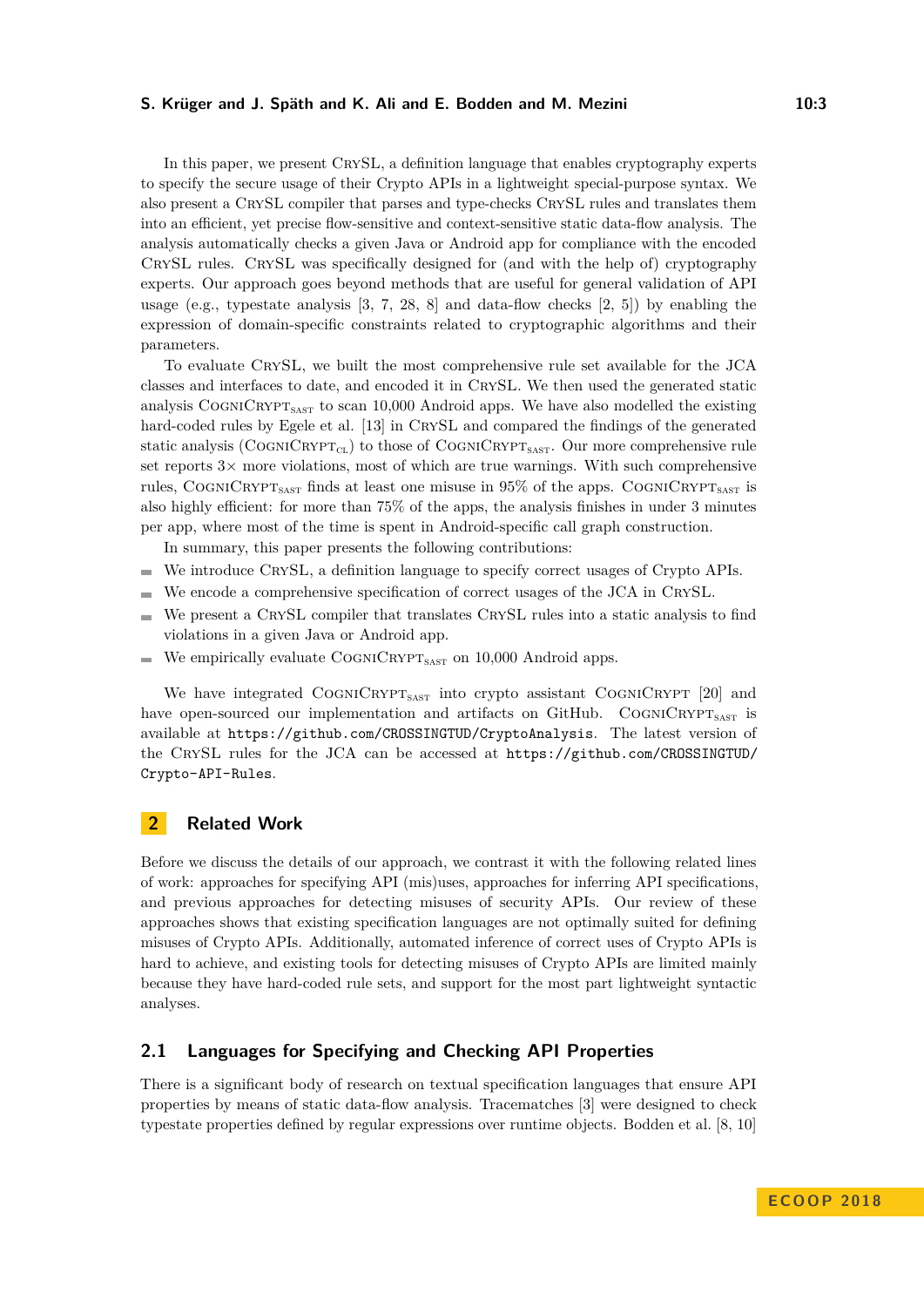In this paper, we present CrySL, a definition language that enables cryptography experts to specify the secure usage of their Crypto APIs in a lightweight special-purpose syntax. We also present a CrySL compiler that parses and type-checks CrySL rules and translates them into an efficient, yet precise flow-sensitive and context-sensitive static data-flow analysis. The analysis automatically checks a given Java or Android app for compliance with the encoded CrySL rules. CrySL was specifically designed for (and with the help of) cryptography experts. Our approach goes beyond methods that are useful for general validation of API usage (e.g., typestate analysis [3, 7, 28, 8] and data-flow checks [2, 5]) by enabling the expression of domain-specific constraints related to cryptographic algorithms and their parameters.

To evaluate CrySL, we built the most comprehensive rule set available for the JCA classes and interfaces to date, and encoded it in CrySL. We then used the generated static analysis $\text{CogniCrypt}_{\text{SAST}}$ to scan 10,000 Android apps. We have also modelled the existing hard-coded rules by Egele et al. [13] in CrySL and compared the findings of the generated static analysis ($\text{CogniCrypt}_{\text{CL}}$) to those of $\text{CogniCrypt}_{\text{SAST}}$. Our more comprehensive rule set reports 3× more violations, most of which are true warnings. With such comprehensive rules, $\text{CogniCrypt}_{\text{SAST}}$ finds at least one misuse in 95% of the apps. $\text{CogniCrypt}_{\text{SAST}}$ is also highly efficient: for more than 75% of the apps, the analysis finishes in under 3 minutes per app, where most of the time is spent in Android-specific call graph construction.

In summary, this paper presents the following contributions:

- We introduce CrySL, a definition language to specify correct usages of Crypto APIs.
- We encode a comprehensive specification of correct usages of the JCA in CrySL.
- We present a CrySL compiler that translates CrySL rules into a static analysis to find violations in a given Java or Android app.
- We empirically evaluate $\text{CogniCrypt}_{\text{SAST}}$ on 10,000 Android apps.

We have integrated $\text{CogniCrypt}_{\text{SAST}}$ into crypto assistant CogniCrypt [20] and have open-sourced our implementation and artifacts on GitHub. $\text{CogniCrypt}_{\text{SAST}}$ is available at `https://github.com/CROSSINGTUD/CryptoAnalysis`. The latest version of the CrySL rules for the JCA can be accessed at `https://github.com/CROSSINGTUD/Crypto-API-Rules`.

## 2 Related Work

Before we discuss the details of our approach, we contrast it with the following related lines of work: approaches for specifying API (mis)uses, approaches for inferring API specifications, and previous approaches for detecting misuses of security APIs. Our review of these approaches shows that existing specification languages are not optimally suited for defining misuses of Crypto APIs. Additionally, automated inference of correct uses of Crypto APIs is hard to achieve, and existing tools for detecting misuses of Crypto APIs are limited mainly because they have hard-coded rule sets, and support for the most part lightweight syntactic analyses.

### 2.1 Languages for Specifying and Checking API Properties

There is a significant body of research on textual specification languages that ensure API properties by means of static data-flow analysis. Tracematches [3] were designed to check typestate properties defined by regular expressions over runtime objects. Bodden et al. [8, 10]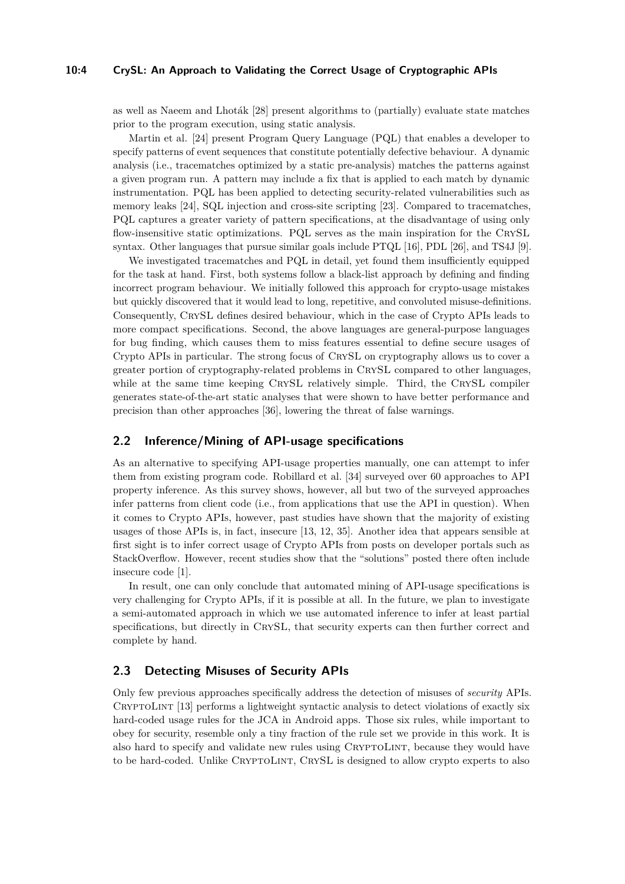as well as Naeem and Lhoták [28] present algorithms to (partially) evaluate state matches prior to the program execution, using static analysis.

Martin et al. [24] present Program Query Language (PQL) that enables a developer to specify patterns of event sequences that constitute potentially defective behaviour. A dynamic analysis (i.e., tracematches optimized by a static pre-analysis) matches the patterns against a given program run. A pattern may include a fix that is applied to each match by dynamic instrumentation. PQL has been applied to detecting security-related vulnerabilities such as memory leaks [24], SQL injection and cross-site scripting [23]. Compared to tracematches, PQL captures a greater variety of pattern specifications, at the disadvantage of using only flow-insensitive static optimizations. PQL serves as the main inspiration for the CrySL syntax. Other languages that pursue similar goals include PTQL [16], PDL [26], and TS4J [9].

We investigated tracematches and PQL in detail, yet found them insufficiently equipped for the task at hand. First, both systems follow a black-list approach by defining and finding incorrect program behaviour. We initially followed this approach for crypto-usage mistakes but quickly discovered that it would lead to long, repetitive, and convoluted misuse-definitions. Consequently, CrySL defines desired behaviour, which in the case of Crypto APIs leads to more compact specifications. Second, the above languages are general-purpose languages for bug finding, which causes them to miss features essential to define secure usages of Crypto APIs in particular. The strong focus of CrySL on cryptography allows us to cover a greater portion of cryptography-related problems in CrySL compared to other languages, while at the same time keeping CrySL relatively simple. Third, the CrySL compiler generates state-of-the-art static analyses that were shown to have better performance and precision than other approaches [36], lowering the threat of false warnings.

## 2.2 Inference/Mining of API-usage specifications

As an alternative to specifying API-usage properties manually, one can attempt to infer them from existing program code. Robillard et al. [34] surveyed over 60 approaches to API property inference. As this survey shows, however, all but two of the surveyed approaches infer patterns from client code (i.e., from applications that use the API in question). When it comes to Crypto APIs, however, past studies have shown that the majority of existing usages of those APIs is, in fact, insecure [13, 12, 35]. Another idea that appears sensible at first sight is to infer correct usage of Crypto APIs from posts on developer portals such as StackOverflow. However, recent studies show that the "solutions" posted there often include insecure code [1].

In result, one can only conclude that automated mining of API-usage specifications is very challenging for Crypto APIs, if it is possible at all. In the future, we plan to investigate a semi-automated approach in which we use automated inference to infer at least partial specifications, but directly in CrySL, that security experts can then further correct and complete by hand.

## 2.3 Detecting Misuses of Security APIs

Only few previous approaches specifically address the detection of misuses of *security* APIs. CryptoLint [13] performs a lightweight syntactic analysis to detect violations of exactly six hard-coded usage rules for the JCA in Android apps. Those six rules, while important to obey for security, resemble only a tiny fraction of the rule set we provide in this work. It is also hard to specify and validate new rules using CryptoLint, because they would have to be hard-coded. Unlike CryptoLint, CrySL is designed to allow crypto experts to also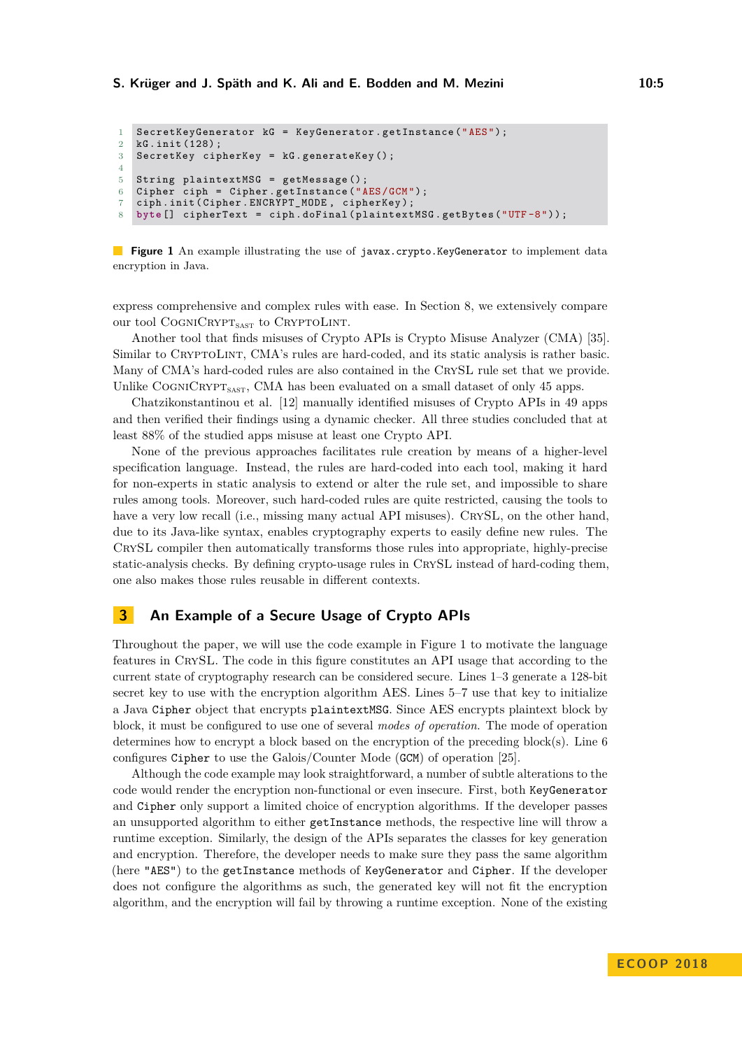```java
SecretKeyGenerator kG = KeyGenerator.getInstance("AES");
kG.init(128);
SecretKey cipherKey = kG.generateKey();

String plaintextMSG = getMessage();
Cipher ciph = Cipher.getInstance("AES/GCM");
ciph.init(Cipher.ENCRYPT_MODE, cipherKey);
byte[] cipherText = ciph.doFinal(plaintextMSG.getBytes("UTF-8"));
```

**Figure 1** An example illustrating the use of `javax.crypto.KeyGenerator` to implement data encryption in Java.

express comprehensive and complex rules with ease. In Section 8, we extensively compare our tool CogniCrypt$_{\text{SAST}}$ to CryptoLint.

Another tool that finds misuses of Crypto APIs is Crypto Misuse Analyzer (CMA) [35]. Similar to CryptoLint, CMA's rules are hard-coded, and its static analysis is rather basic. Many of CMA's hard-coded rules are also contained in the CrySL rule set that we provide. Unlike CogniCrypt$_{\text{SAST}}$, CMA has been evaluated on a small dataset of only 45 apps.

Chatzikonstantinou et al. [12] manually identified misuses of Crypto APIs in 49 apps and then verified their findings using a dynamic checker. All three studies concluded that at least 88% of the studied apps misuse at least one Crypto API.

None of the previous approaches facilitates rule creation by means of a higher-level specification language. Instead, the rules are hard-coded into each tool, making it hard for non-experts in static analysis to extend or alter the rule set, and impossible to share rules among tools. Moreover, such hard-coded rules are quite restricted, causing the tools to have a very low recall (i.e., missing many actual API misuses). CrySL, on the other hand, due to its Java-like syntax, enables cryptography experts to easily define new rules. The CrySL compiler then automatically transforms those rules into appropriate, highly-precise static-analysis checks. By defining crypto-usage rules in CrySL instead of hard-coding them, one also makes those rules reusable in different contexts.

## 3 An Example of a Secure Usage of Crypto APIs

Throughout the paper, we will use the code example in Figure 1 to motivate the language features in CrySL. The code in this figure constitutes an API usage that according to the current state of cryptography research can be considered secure. Lines 1–3 generate a 128-bit secret key to use with the encryption algorithm AES. Lines 5–7 use that key to initialize a Java `Cipher` object that encrypts `plaintextMSG`. Since AES encrypts plaintext block by block, it must be configured to use one of several *modes of operation*. The mode of operation determines how to encrypt a block based on the encryption of the preceding block(s). Line 6 configures `Cipher` to use the Galois/Counter Mode (`GCM`) of operation [25].

Although the code example may look straightforward, a number of subtle alterations to the code would render the encryption non-functional or even insecure. First, both `KeyGenerator` and `Cipher` only support a limited choice of encryption algorithms. If the developer passes an unsupported algorithm to either `getInstance` methods, the respective line will throw a runtime exception. Similarly, the design of the APIs separates the classes for key generation and encryption. Therefore, the developer needs to make sure they pass the same algorithm (here `"AES"`) to the `getInstance` methods of `KeyGenerator` and `Cipher`. If the developer does not configure the algorithms as such, the generated key will not fit the encryption algorithm, and the encryption will fail by throwing a runtime exception. None of the existing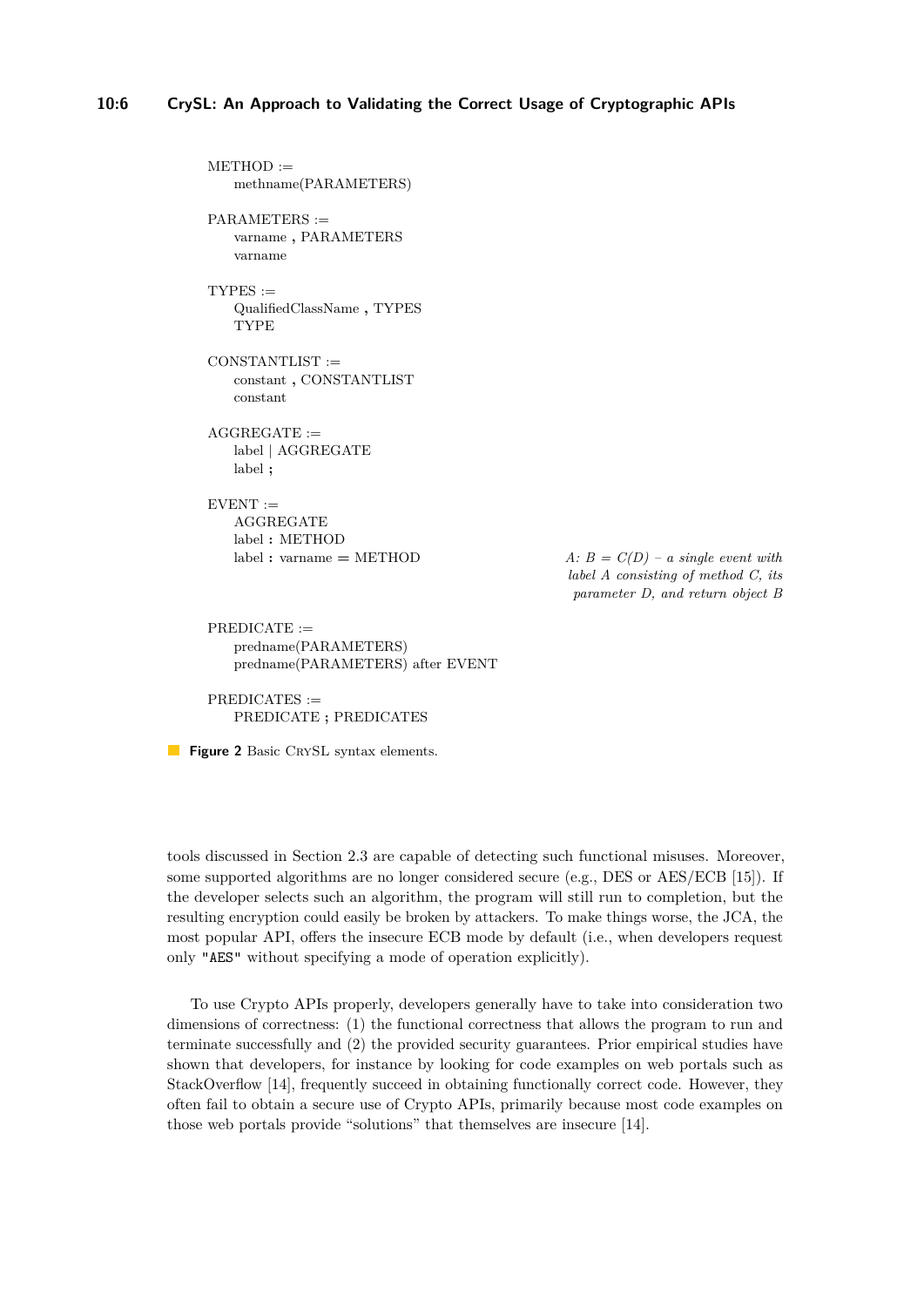```
METHOD :=
    methname(PARAMETERS)

PARAMETERS :=
    varname , PARAMETERS
    varname

TYPES :=
    QualifiedClassName , TYPES
    TYPE

CONSTANTLIST :=
    constant , CONSTANTLIST
    constant

AGGREGATE :=
    label | AGGREGATE
    label ;

EVENT :=
    AGGREGATE
    label : METHOD
    label : varname = METHOD

PREDICATE :=
    predname(PARAMETERS)
    predname(PARAMETERS) after EVENT

PREDICATES :=
    PREDICATE ; PREDICATES
```

*A: B = C(D) – a single event with label A consisting of method C, its parameter D, and return object B*

**Figure 2** Basic CrySL syntax elements.

tools discussed in Section 2.3 are capable of detecting such functional misuses. Moreover, some supported algorithms are no longer considered secure (e.g., DES or AES/ECB [15]). If the developer selects such an algorithm, the program will still run to completion, but the resulting encryption could easily be broken by attackers. To make things worse, the JCA, the most popular API, offers the insecure ECB mode by default (i.e., when developers request only `"AES"` without specifying a mode of operation explicitly).

To use Crypto APIs properly, developers generally have to take into consideration two dimensions of correctness: (1) the functional correctness that allows the program to run and terminate successfully and (2) the provided security guarantees. Prior empirical studies have shown that developers, for instance by looking for code examples on web portals such as StackOverflow [14], frequently succeed in obtaining functionally correct code. However, they often fail to obtain a secure use of Crypto APIs, primarily because most code examples on those web portals provide "solutions" that themselves are insecure [14].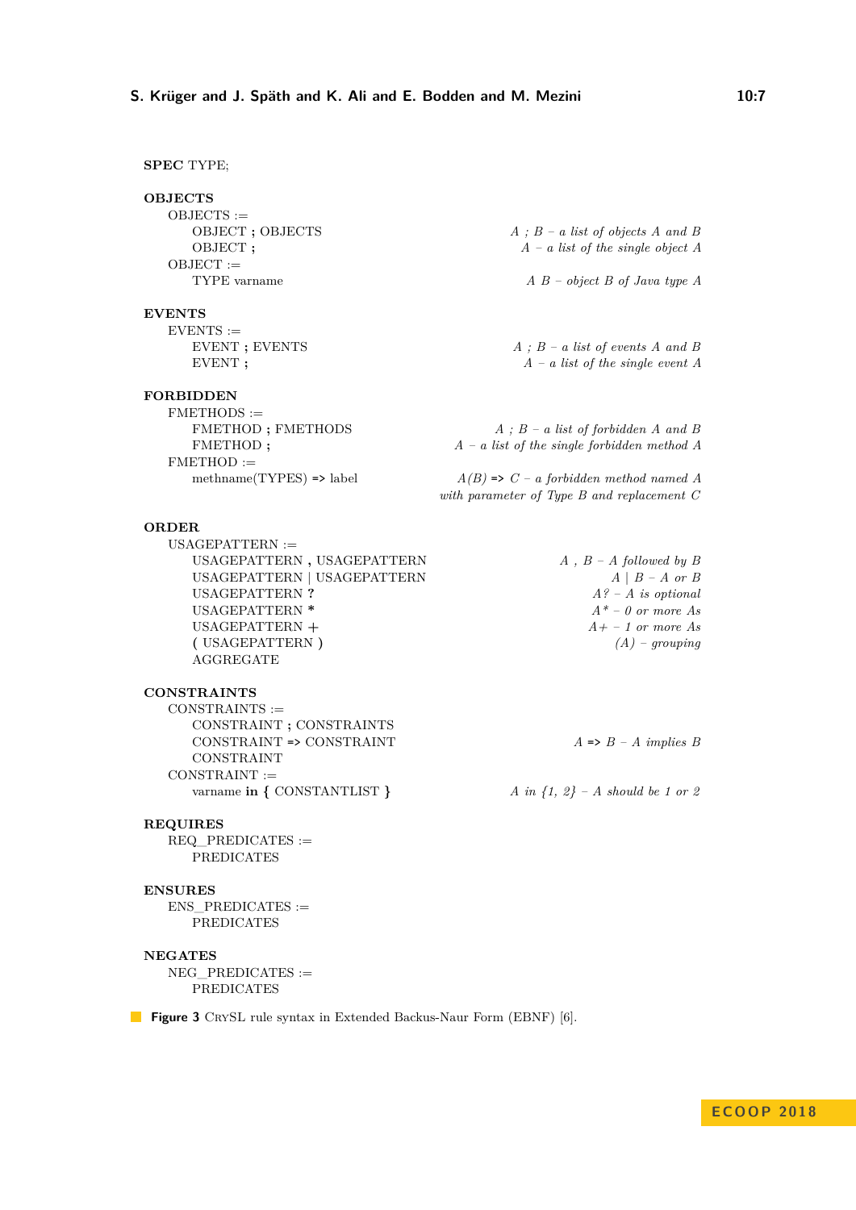**SPEC** TYPE;

**OBJECTS**

| | |
|---|---|
| OBJECTS := | |
| OBJECT **;** OBJECTS | *A ; B – a list of objects A and B* |
| OBJECT **;** | *A – a list of the single object A* |
| OBJECT := | |
| TYPE varname | *A B – object B of Java type A* |

**EVENTS**

| | |
|---|---|
| EVENTS := | |
| EVENT **;** EVENTS | *A ; B – a list of events A and B* |
| EVENT **;** | *A – a list of the single event A* |

**FORBIDDEN**

| | |
|---|---|
| FMETHODS := | |
| FMETHOD **;** FMETHODS | *A ; B – a list of forbidden A and B* |
| FMETHOD **;** | *A – a list of the single forbidden method A* |
| FMETHOD := | |
| methname(TYPES) **=>** label | *A(B)* **=>** *C – a forbidden method named A with parameter of Type B and replacement C* |

**ORDER**

| | |
|---|---|
| USAGEPATTERN := | |
| USAGEPATTERN **,** USAGEPATTERN | *A , B – A followed by B* |
| USAGEPATTERN \| USAGEPATTERN | *A \| B – A or B* |
| USAGEPATTERN **?** | *A? – A is optional* |
| USAGEPATTERN **\*** | *A\* – 0 or more As* |
| USAGEPATTERN **+** | *A+ – 1 or more As* |
| **(** USAGEPATTERN **)** | *(A) – grouping* |
| AGGREGATE | |

**CONSTRAINTS**

| | |
|---|---|
| CONSTRAINTS := | |
| CONSTRAINT **;** CONSTRAINTS | |
| CONSTRAINT **=>** CONSTRAINT | *A* **=>** *B – A implies B* |
| CONSTRAINT | |
| CONSTRAINT := | |
| varname **in** **{** CONSTANTLIST **}** | *A in {1, 2} – A should be 1 or 2* |

**REQUIRES**

REQ_PREDICATES :=
PREDICATES

**ENSURES**

ENS_PREDICATES :=
PREDICATES

**NEGATES**

NEG_PREDICATES :=
PREDICATES

**Figure 3** CrySL rule syntax in Extended Backus-Naur Form (EBNF) [6].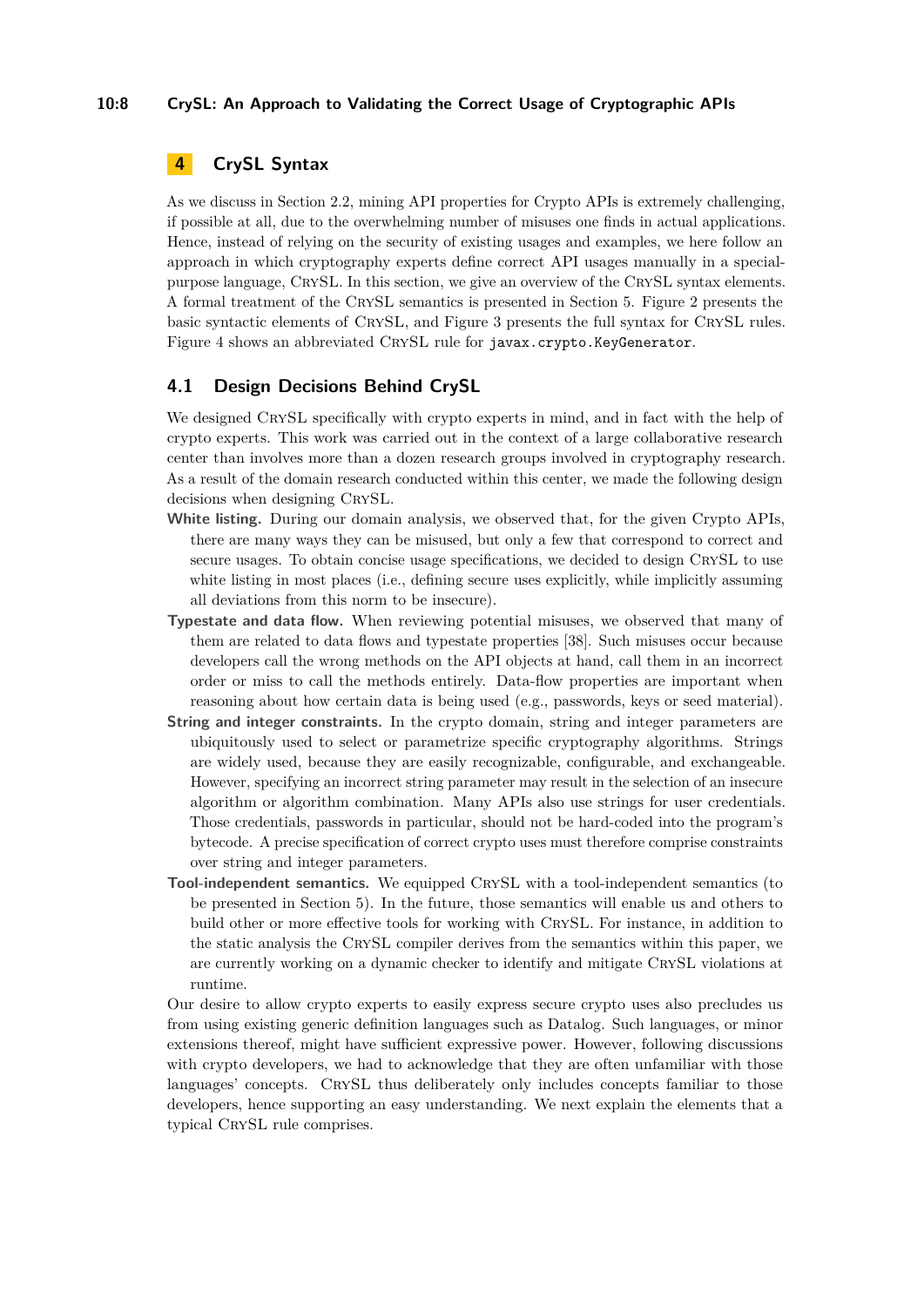## 4 CrySL Syntax

As we discuss in Section 2.2, mining API properties for Crypto APIs is extremely challenging, if possible at all, due to the overwhelming number of misuses one finds in actual applications. Hence, instead of relying on the security of existing usages and examples, we here follow an approach in which cryptography experts define correct API usages manually in a special-purpose language, CrySL. In this section, we give an overview of the CrySL syntax elements. A formal treatment of the CrySL semantics is presented in Section 5. Figure 2 presents the basic syntactic elements of CrySL, and Figure 3 presents the full syntax for CrySL rules. Figure 4 shows an abbreviated CrySL rule for `javax.crypto.KeyGenerator`.

### 4.1 Design Decisions Behind CrySL

We designed CrySL specifically with crypto experts in mind, and in fact with the help of crypto experts. This work was carried out in the context of a large collaborative research center than involves more than a dozen research groups involved in cryptography research. As a result of the domain research conducted within this center, we made the following design decisions when designing CrySL.

**White listing.** During our domain analysis, we observed that, for the given Crypto APIs, there are many ways they can be misused, but only a few that correspond to correct and secure usages. To obtain concise usage specifications, we decided to design CrySL to use white listing in most places (i.e., defining secure uses explicitly, while implicitly assuming all deviations from this norm to be insecure).

**Typestate and data flow.** When reviewing potential misuses, we observed that many of them are related to data flows and typestate properties [38]. Such misuses occur because developers call the wrong methods on the API objects at hand, call them in an incorrect order or miss to call the methods entirely. Data-flow properties are important when reasoning about how certain data is being used (e.g., passwords, keys or seed material).

**String and integer constraints.** In the crypto domain, string and integer parameters are ubiquitously used to select or parametrize specific cryptography algorithms. Strings are widely used, because they are easily recognizable, configurable, and exchangeable. However, specifying an incorrect string parameter may result in the selection of an insecure algorithm or algorithm combination. Many APIs also use strings for user credentials. Those credentials, passwords in particular, should not be hard-coded into the program's bytecode. A precise specification of correct crypto uses must therefore comprise constraints over string and integer parameters.

**Tool-independent semantics.** We equipped CrySL with a tool-independent semantics (to be presented in Section 5). In the future, those semantics will enable us and others to build other or more effective tools for working with CrySL. For instance, in addition to the static analysis the CrySL compiler derives from the semantics within this paper, we are currently working on a dynamic checker to identify and mitigate CrySL violations at runtime.

Our desire to allow crypto experts to easily express secure crypto uses also precludes us from using existing generic definition languages such as Datalog. Such languages, or minor extensions thereof, might have sufficient expressive power. However, following discussions with crypto developers, we had to acknowledge that they are often unfamiliar with those languages' concepts. CrySL thus deliberately only includes concepts familiar to those developers, hence supporting an easy understanding. We next explain the elements that a typical CrySL rule comprises.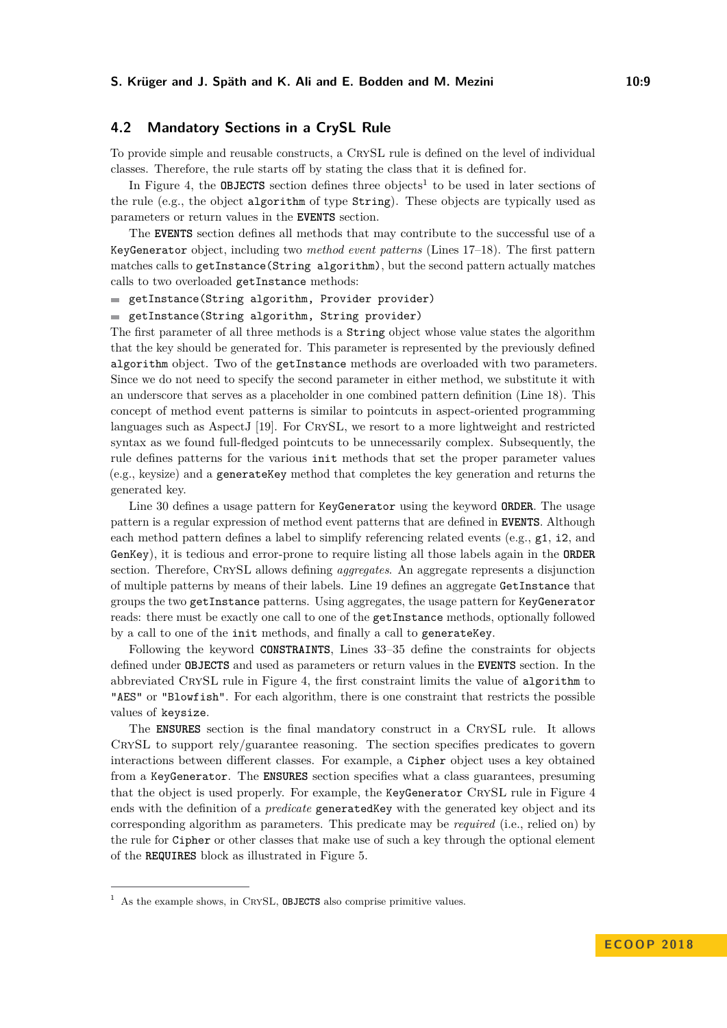## 4.2 Mandatory Sections in a CrySL Rule

To provide simple and reusable constructs, a CrySL rule is defined on the level of individual classes. Therefore, the rule starts off by stating the class that it is defined for.

In Figure 4, the **OBJECTS** section defines three objects[1] to be used in later sections of the rule (e.g., the object `algorithm` of type `String`). These objects are typically used as parameters or return values in the **EVENTS** section.

The **EVENTS** section defines all methods that may contribute to the successful use of a `KeyGenerator` object, including two *method event patterns* (Lines 17–18). The first pattern matches calls to `getInstance(String algorithm)`, but the second pattern actually matches calls to two overloaded `getInstance` methods:

- `getInstance(String algorithm, Provider provider)`
- `getInstance(String algorithm, String provider)`

The first parameter of all three methods is a `String` object whose value states the algorithm that the key should be generated for. This parameter is represented by the previously defined `algorithm` object. Two of the `getInstance` methods are overloaded with two parameters. Since we do not need to specify the second parameter in either method, we substitute it with an underscore that serves as a placeholder in one combined pattern definition (Line 18). This concept of method event patterns is similar to pointcuts in aspect-oriented programming languages such as AspectJ [19]. For CrySL, we resort to a more lightweight and restricted syntax as we found full-fledged pointcuts to be unnecessarily complex. Subsequently, the rule defines patterns for the various `init` methods that set the proper parameter values (e.g., keysize) and a `generateKey` method that completes the key generation and returns the generated key.

Line 30 defines a usage pattern for `KeyGenerator` using the keyword **ORDER**. The usage pattern is a regular expression of method event patterns that are defined in **EVENTS**. Although each method pattern defines a label to simplify referencing related events (e.g., `g1`, `i2`, and `GenKey`), it is tedious and error-prone to require listing all those labels again in the **ORDER** section. Therefore, CrySL allows defining *aggregates*. An aggregate represents a disjunction of multiple patterns by means of their labels. Line 19 defines an aggregate `GetInstance` that groups the two `getInstance` patterns. Using aggregates, the usage pattern for `KeyGenerator` reads: there must be exactly one call to one of the `getInstance` methods, optionally followed by a call to one of the `init` methods, and finally a call to `generateKey`.

Following the keyword **CONSTRAINTS**, Lines 33–35 define the constraints for objects defined under **OBJECTS** and used as parameters or return values in the **EVENTS** section. In the abbreviated CrySL rule in Figure 4, the first constraint limits the value of `algorithm` to `"AES"` or `"Blowfish"`. For each algorithm, there is one constraint that restricts the possible values of `keysize`.

The **ENSURES** section is the final mandatory construct in a CrySL rule. It allows CrySL to support rely/guarantee reasoning. The section specifies predicates to govern interactions between different classes. For example, a `Cipher` object uses a key obtained from a `KeyGenerator`. The **ENSURES** section specifies what a class guarantees, presuming that the object is used properly. For example, the `KeyGenerator` CrySL rule in Figure 4 ends with the definition of a *predicate* `generatedKey` with the generated key object and its corresponding algorithm as parameters. This predicate may be *required* (i.e., relied on) by the rule for `Cipher` or other classes that make use of such a key through the optional element of the **REQUIRES** block as illustrated in Figure 5.

[1] As the example shows, in CrySL, **OBJECTS** also comprise primitive values.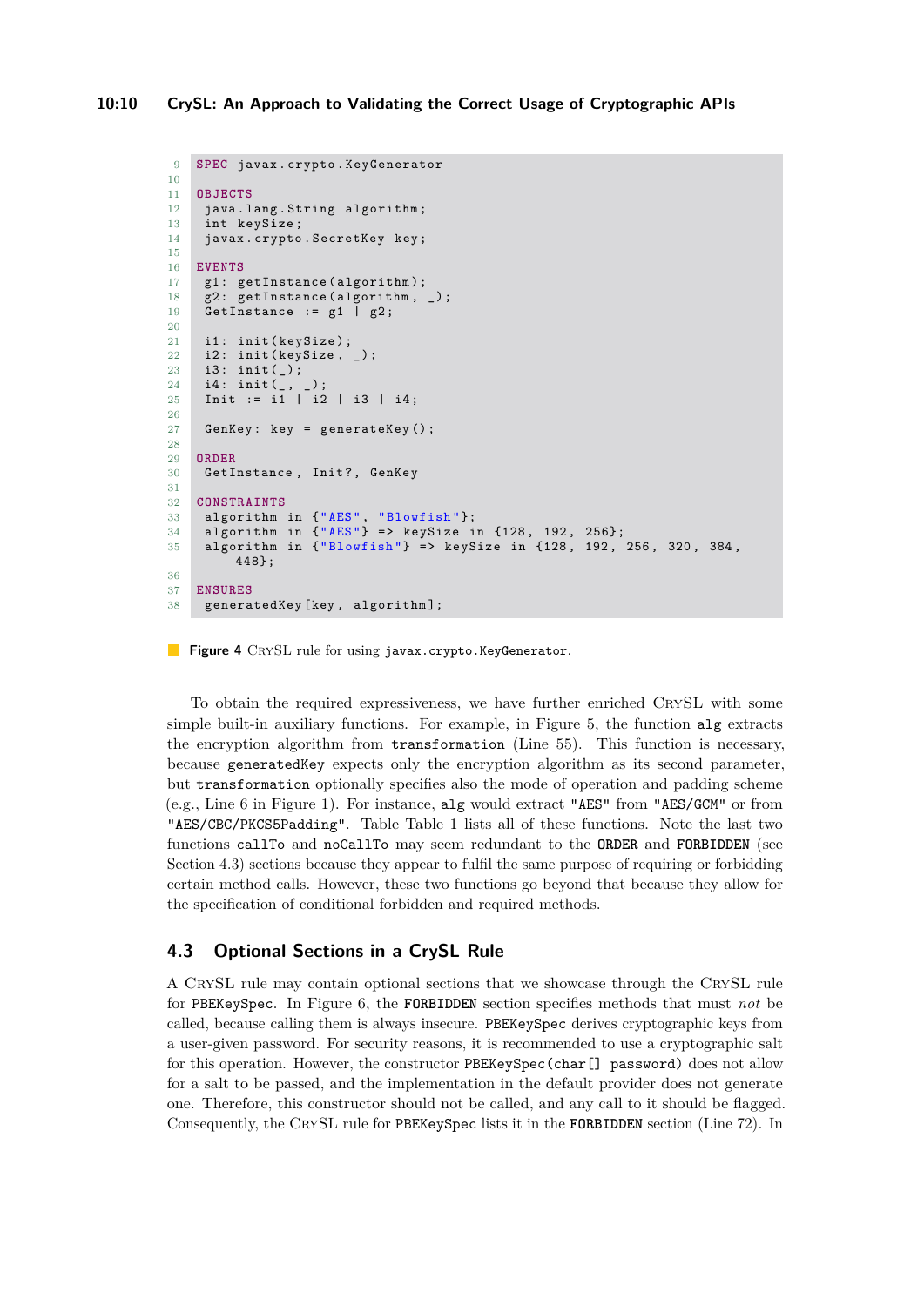```
SPEC javax.crypto.KeyGenerator

OBJECTS
 java.lang.String algorithm;
 int keySize;
 javax.crypto.SecretKey key;

EVENTS
 g1: getInstance(algorithm);
 g2: getInstance(algorithm, _);
 GetInstance := g1 | g2;

 i1: init(keySize);
 i2: init(keySize, _);
 i3: init(_);
 i4: init(_, _);
 Init := i1 | i2 | i3 | i4;

 GenKey: key = generateKey();

ORDER
 GetInstance, Init?, GenKey

CONSTRAINTS
 algorithm in {"AES", "Blowfish"};
 algorithm in {"AES"} => keySize in {128, 192, 256};
 algorithm in {"Blowfish"} => keySize in {128, 192, 256, 320, 384,
     448};

ENSURES
 generatedKey[key, algorithm];
```

**Figure 4** CrySL rule for using `javax.crypto.KeyGenerator`.

To obtain the required expressiveness, we have further enriched CrySL with some simple built-in auxiliary functions. For example, in Figure 5, the function `alg` extracts the encryption algorithm from `transformation` (Line 55). This function is necessary, because `generatedKey` expects only the encryption algorithm as its second parameter, but `transformation` optionally specifies also the mode of operation and padding scheme (e.g., Line 6 in Figure 1). For instance, `alg` would extract `"AES"` from `"AES/GCM"` or from `"AES/CBC/PKCS5Padding"`. Table Table 1 lists all of these functions. Note the last two functions `callTo` and `noCallTo` may seem redundant to the **ORDER** and **FORBIDDEN** (see Section 4.3) sections because they appear to fulfil the same purpose of requiring or forbidding certain method calls. However, these two functions go beyond that because they allow for the specification of conditional forbidden and required methods.

## 4.3 Optional Sections in a CrySL Rule

A CrySL rule may contain optional sections that we showcase through the CrySL rule for `PBEKeySpec`. In Figure 6, the **FORBIDDEN** section specifies methods that must *not* be called, because calling them is always insecure. `PBEKeySpec` derives cryptographic keys from a user-given password. For security reasons, it is recommended to use a cryptographic salt for this operation. However, the constructor `PBEKeySpec(char[] password)` does not allow for a salt to be passed, and the implementation in the default provider does not generate one. Therefore, this constructor should not be called, and any call to it should be flagged. Consequently, the CrySL rule for `PBEKeySpec` lists it in the **FORBIDDEN** section (Line 72). In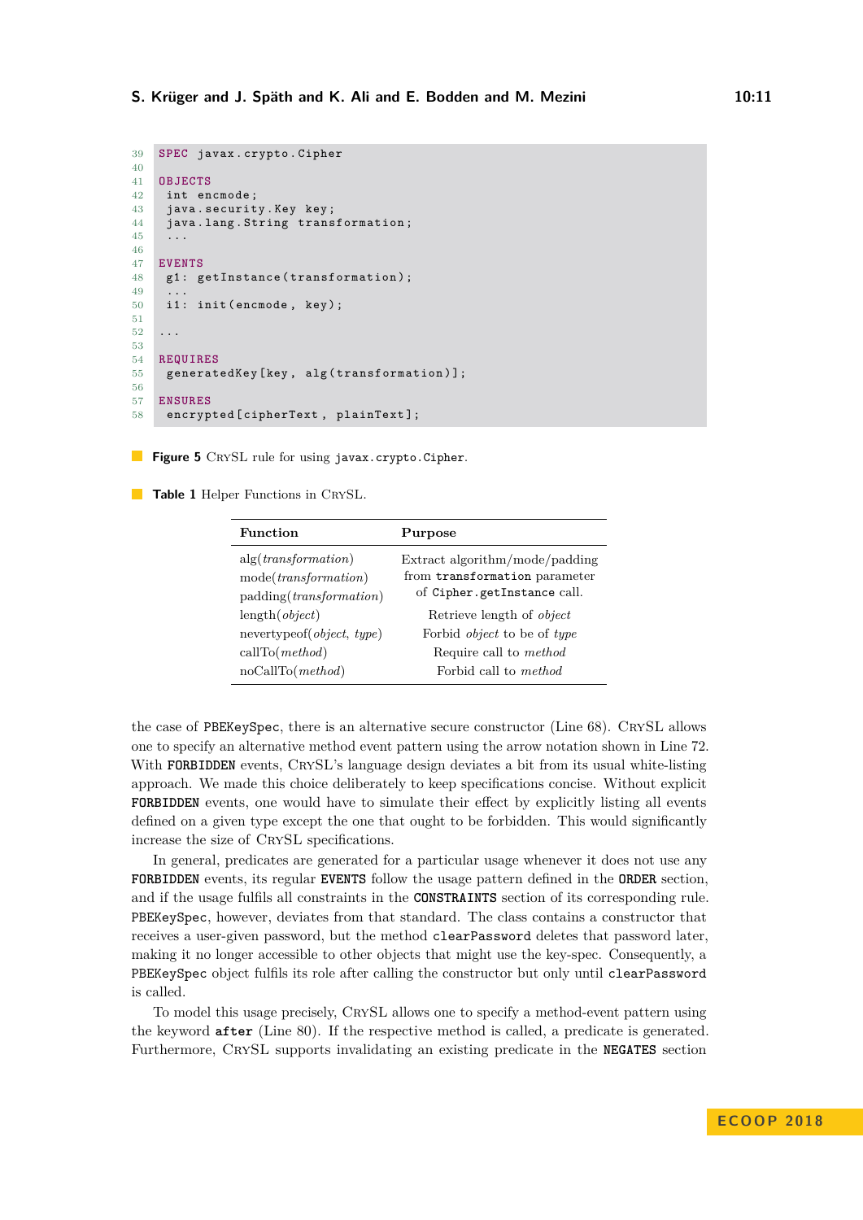```
39 SPEC javax.crypto.Cipher
40
41 OBJECTS
42  int encmode;
43  java.security.Key key;
44  java.lang.String transformation;
45  ...
46
47 EVENTS
48  g1: getInstance(transformation);
49  ...
50  i1: init(encmode, key);
51
52 ...
53
54 REQUIRES
55  generatedKey[key, alg(transformation)];
56
57 ENSURES
58  encrypted[cipherText, plainText];
```

**Figure 5** CrySL rule for using `javax.crypto.Cipher`.

**Table 1** Helper Functions in CrySL.

| Function | Purpose |
| --- | --- |
| alg(*transformation*)<br>mode(*transformation*)<br>padding(*transformation*) | Extract algorithm/mode/padding from `transformation` parameter of `Cipher.getInstance` call. |
| length(*object*) | Retrieve length of *object* |
| nevertypeof(*object*, *type*) | Forbid *object* to be of *type* |
| callTo(*method*) | Require call to *method* |
| noCallTo(*method*) | Forbid call to *method* |

the case of `PBEKeySpec`, there is an alternative secure constructor (Line 68). CrySL allows one to specify an alternative method event pattern using the arrow notation shown in Line 72. With **FORBIDDEN** events, CrySL's language design deviates a bit from its usual white-listing approach. We made this choice deliberately to keep specifications concise. Without explicit **FORBIDDEN** events, one would have to simulate their effect by explicitly listing all events defined on a given type except the one that ought to be forbidden. This would significantly increase the size of CrySL specifications.

In general, predicates are generated for a particular usage whenever it does not use any **FORBIDDEN** events, its regular **EVENTS** follow the usage pattern defined in the **ORDER** section, and if the usage fulfils all constraints in the **CONSTRAINTS** section of its corresponding rule. `PBEKeySpec`, however, deviates from that standard. The class contains a constructor that receives a user-given password, but the method `clearPassword` deletes that password later, making it no longer accessible to other objects that might use the key-spec. Consequently, a `PBEKeySpec` object fulfils its role after calling the constructor but only until `clearPassword` is called.

To model this usage precisely, CrySL allows one to specify a method-event pattern using the keyword **after** (Line 80). If the respective method is called, a predicate is generated. Furthermore, CrySL supports invalidating an existing predicate in the **NEGATES** section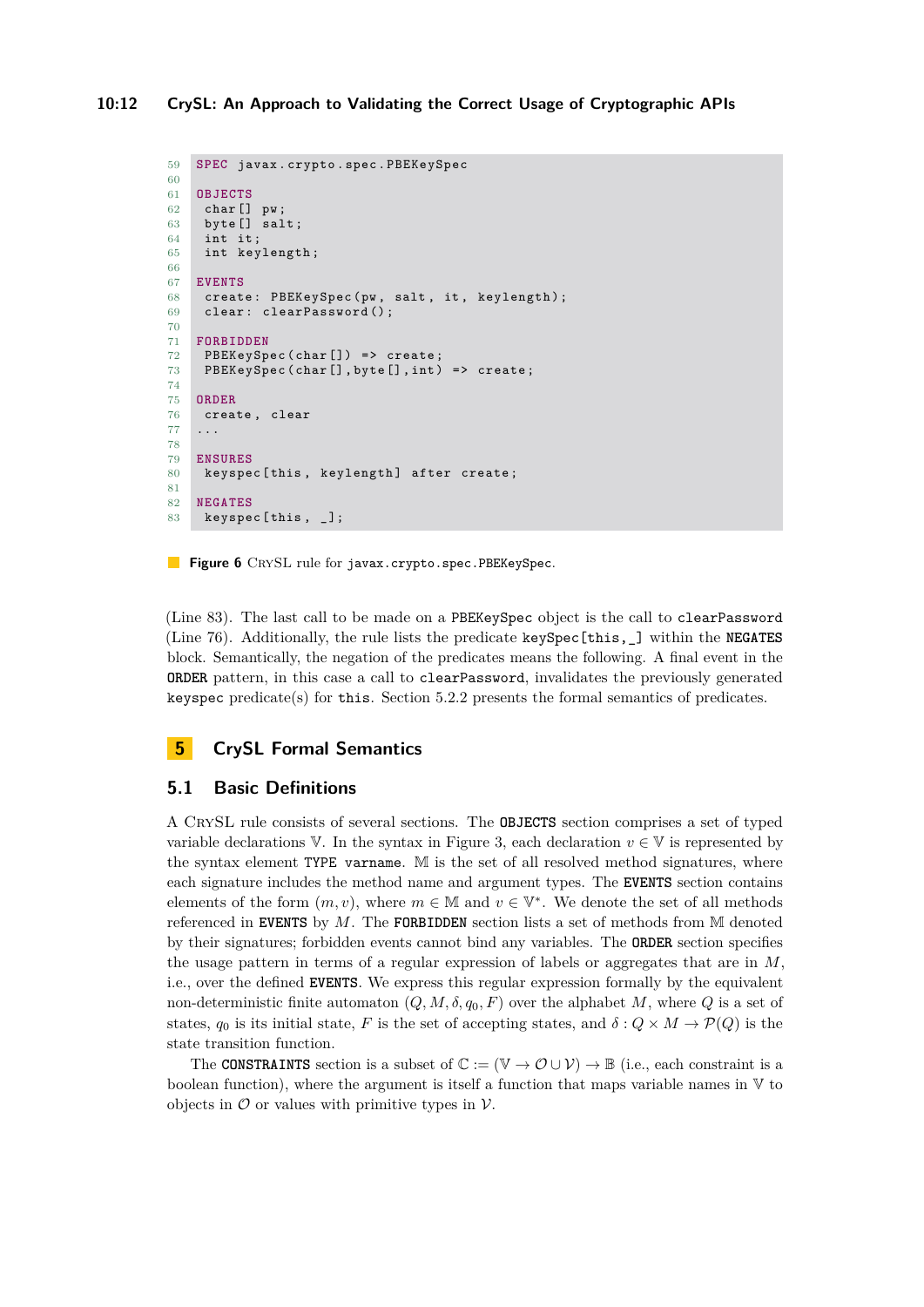```
59  SPEC javax.crypto.spec.PBEKeySpec
60
61  OBJECTS
62   char[] pw;
63   byte[] salt;
64   int it;
65   int keylength;
66
67  EVENTS
68   create: PBEKeySpec(pw, salt, it, keylength);
69   clear: clearPassword();
70
71  FORBIDDEN
72   PBEKeySpec(char[]) => create;
73   PBEKeySpec(char[],byte[],int) => create;
74
75  ORDER
76   create, clear
77  ...
78
79  ENSURES
80   keyspec[this, keylength] after create;
81
82  NEGATES
83   keyspec[this, _];
```

**Figure 6** CrySL rule for `javax.crypto.spec.PBEKeySpec`.

(Line 83). The last call to be made on a `PBEKeySpec` object is the call to `clearPassword` (Line 76). Additionally, the rule lists the predicate `keySpec[this,_]` within the **NEGATES** block. Semantically, the negation of the predicates means the following. A final event in the **ORDER** pattern, in this case a call to `clearPassword`, invalidates the previously generated `keyspec` predicate(s) for `this`. Section 5.2.2 presents the formal semantics of predicates.

# 5 CrySL Formal Semantics

## 5.1 Basic Definitions

A CrySL rule consists of several sections. The **OBJECTS** section comprises a set of typed variable declarations $\mathbb{V}$. In the syntax in Figure 3, each declaration $v \in \mathbb{V}$ is represented by the syntax element `TYPE varname`. $\mathbb{M}$ is the set of all resolved method signatures, where each signature includes the method name and argument types. The **EVENTS** section contains elements of the form $(m, v)$, where $m \in \mathbb{M}$ and $v \in \mathbb{V}^*$. We denote the set of all methods referenced in **EVENTS** by $M$. The **FORBIDDEN** section lists a set of methods from $\mathbb{M}$ denoted by their signatures; forbidden events cannot bind any variables. The **ORDER** section specifies the usage pattern in terms of a regular expression of labels or aggregates that are in $M$, i.e., over the defined **EVENTS**. We express this regular expression formally by the equivalent non-deterministic finite automaton $(Q, M, \delta, q_0, F)$ over the alphabet $M$, where $Q$ is a set of states, $q_0$ is its initial state, $F$ is the set of accepting states, and $\delta : Q \times M \to \mathcal{P}(Q)$ is the state transition function.

The **CONSTRAINTS** section is a subset of $\mathbb{C} := (\mathbb{V} \to \mathcal{O} \cup \mathcal{V}) \to \mathbb{B}$ (i.e., each constraint is a boolean function), where the argument is itself a function that maps variable names in $\mathbb{V}$ to objects in $\mathcal{O}$ or values with primitive types in $\mathcal{V}$.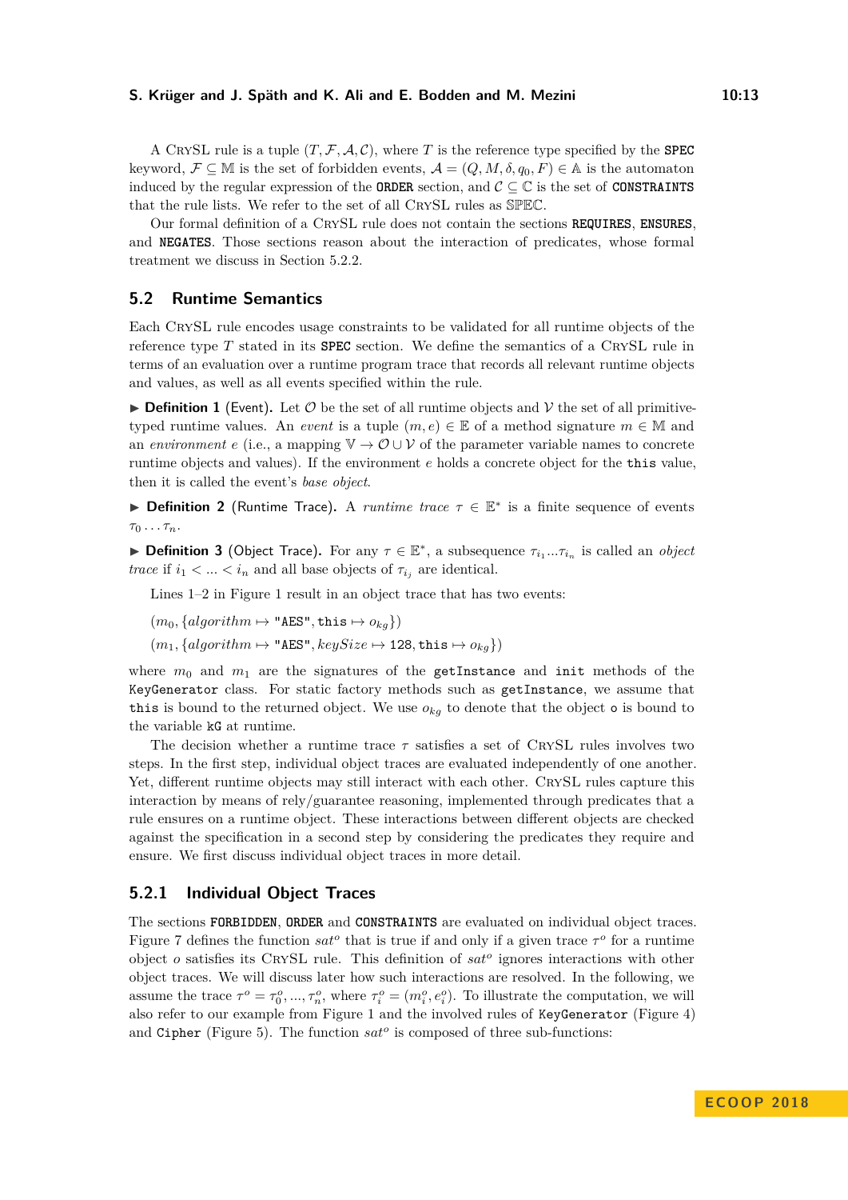A CrySL rule is a tuple $(T, \mathcal{F}, \mathcal{A}, \mathcal{C})$, where $T$ is the reference type specified by the **SPEC** keyword, $\mathcal{F} \subseteq \mathbb{M}$ is the set of forbidden events, $\mathcal{A} = (Q, M, \delta, q_0, F) \in \mathbb{A}$ is the automaton induced by the regular expression of the **ORDER** section, and $\mathcal{C} \subseteq \mathbb{C}$ is the set of **CONSTRAINTS** that the rule lists. We refer to the set of all CrySL rules as $\mathbb{SPEC}$.

Our formal definition of a CrySL rule does not contain the sections **REQUIRES**, **ENSURES**, and **NEGATES**. Those sections reason about the interaction of predicates, whose formal treatment we discuss in Section 5.2.2.

## 5.2 Runtime Semantics

Each CrySL rule encodes usage constraints to be validated for all runtime objects of the reference type $T$ stated in its **SPEC** section. We define the semantics of a CrySL rule in terms of an evaluation over a runtime program trace that records all relevant runtime objects and values, as well as all events specified within the rule.

▶ **Definition 1** (Event). Let $\mathcal{O}$ be the set of all runtime objects and $\mathcal{V}$ the set of all primitive-typed runtime values. An *event* is a tuple $(m, e) \in \mathbb{E}$ of a method signature $m \in \mathbb{M}$ and an *environment* $e$ (i.e., a mapping $\mathbb{V} \to \mathcal{O} \cup \mathcal{V}$ of the parameter variable names to concrete runtime objects and values). If the environment $e$ holds a concrete object for the `this` value, then it is called the event's *base object*.

▶ **Definition 2** (Runtime Trace). A *runtime trace* $\tau \in \mathbb{E}^*$ is a finite sequence of events $\tau_0 \dots \tau_n$.

▶ **Definition 3** (Object Trace). For any $\tau \in \mathbb{E}^*$, a subsequence $\tau_{i_1} ... \tau_{i_n}$ is called an *object trace* if $i_1 < ... < i_n$ and all base objects of $\tau_{i_j}$ are identical.

Lines 1–2 in Figure 1 result in an object trace that has two events:

$(m_0, \{algorithm \mapsto$ `"AES"`$, \texttt{this} \mapsto o_{kg}\})$

$(m_1, \{algorithm \mapsto$ `"AES"`$, keySize \mapsto$ `128`$, \texttt{this} \mapsto o_{kg}\})$

where $m_0$ and $m_1$ are the signatures of the `getInstance` and `init` methods of the `KeyGenerator` class. For static factory methods such as `getInstance`, we assume that `this` is bound to the returned object. We use $o_{kg}$ to denote that the object `o` is bound to the variable `kG` at runtime.

The decision whether a runtime trace $\tau$ satisfies a set of CrySL rules involves two steps. In the first step, individual object traces are evaluated independently of one another. Yet, different runtime objects may still interact with each other. CrySL rules capture this interaction by means of rely/guarantee reasoning, implemented through predicates that a rule ensures on a runtime object. These interactions between different objects are checked against the specification in a second step by considering the predicates they require and ensure. We first discuss individual object traces in more detail.

### 5.2.1 Individual Object Traces

The sections **FORBIDDEN**, **ORDER** and **CONSTRAINTS** are evaluated on individual object traces. Figure 7 defines the function $sat^o$ that is true if and only if a given trace $\tau^o$ for a runtime object $o$ satisfies its CrySL rule. This definition of $sat^o$ ignores interactions with other object traces. We will discuss later how such interactions are resolved. In the following, we assume the trace $\tau^o = \tau_0^o, ..., \tau_n^o$, where $\tau_i^o = (m_i^o, e_i^o)$. To illustrate the computation, we will also refer to our example from Figure 1 and the involved rules of `KeyGenerator` (Figure 4) and `Cipher` (Figure 5). The function $sat^o$ is composed of three sub-functions: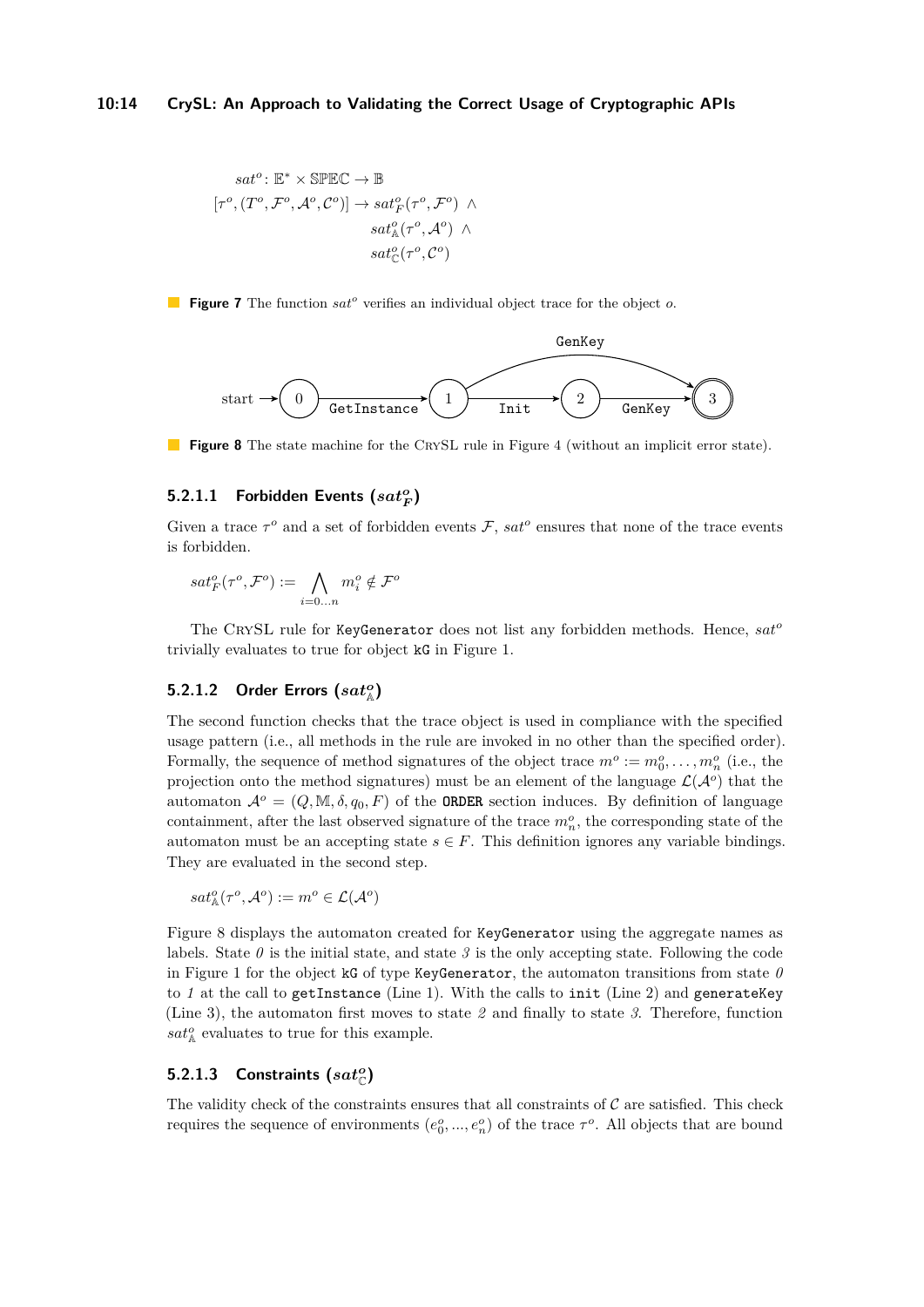$$
\begin{aligned}
&sat^o \colon \mathbb{E}^* \times \mathbb{SPEC} \to \mathbb{B} \\
&[\tau^o, (T^o, \mathcal{F}^o, \mathcal{A}^o, \mathcal{C}^o)] \to sat^o_F(\tau^o, \mathcal{F}^o) \;\wedge \\
&\qquad\qquad\qquad\qquad\quad sat^o_{\mathbb{A}}(\tau^o, \mathcal{A}^o) \;\wedge \\
&\qquad\qquad\qquad\qquad\quad sat^o_{\mathbb{C}}(\tau^o, \mathcal{C}^o)
\end{aligned}
$$

**Figure 7** The function $sat^o$ verifies an individual object trace for the object $o$.

**Figure 8** The state machine for the CrySL rule in Figure 4 (without an implicit error state).

#### 5.2.1.1 Forbidden Events ($sat^o_F$)

Given a trace $\tau^o$ and a set of forbidden events $\mathcal{F}$, $sat^o$ ensures that none of the trace events is forbidden.

$$sat^o_F(\tau^o, \mathcal{F}^o) := \bigwedge_{i=0\ldots n} m^o_i \notin \mathcal{F}^o$$

The CrySL rule for `KeyGenerator` does not list any forbidden methods. Hence, $sat^o$ trivially evaluates to true for object `kG` in Figure 1.

#### 5.2.1.2 Order Errors ($sat^o_{\mathbb{A}}$)

The second function checks that the trace object is used in compliance with the specified usage pattern (i.e., all methods in the rule are invoked in no other than the specified order). Formally, the sequence of method signatures of the object trace $m^o := m^o_0, \ldots, m^o_n$ (i.e., the projection onto the method signatures) must be an element of the language $\mathcal{L}(\mathcal{A}^o)$ that the automaton $\mathcal{A}^o = (Q, \mathbb{M}, \delta, q_0, F)$ of the `ORDER` section induces. By definition of language containment, after the last observed signature of the trace $m^o_n$, the corresponding state of the automaton must be an accepting state $s \in F$. This definition ignores any variable bindings. They are evaluated in the second step.

$$sat^o_{\mathbb{A}}(\tau^o, \mathcal{A}^o) := m^o \in \mathcal{L}(\mathcal{A}^o)$$

Figure 8 displays the automaton created for `KeyGenerator` using the aggregate names as labels. State *0* is the initial state, and state *3* is the only accepting state. Following the code in Figure 1 for the object `kG` of type `KeyGenerator`, the automaton transitions from state *0* to *1* at the call to `getInstance` (Line 1). With the calls to `init` (Line 2) and `generateKey` (Line 3), the automaton first moves to state *2* and finally to state *3*. Therefore, function $sat^o_{\mathbb{A}}$ evaluates to true for this example.

#### 5.2.1.3 Constraints ($sat^o_{\mathbb{C}}$)

The validity check of the constraints ensures that all constraints of $\mathcal{C}$ are satisfied. This check requires the sequence of environments $(e^o_0, \ldots, e^o_n)$ of the trace $\tau^o$. All objects that are bound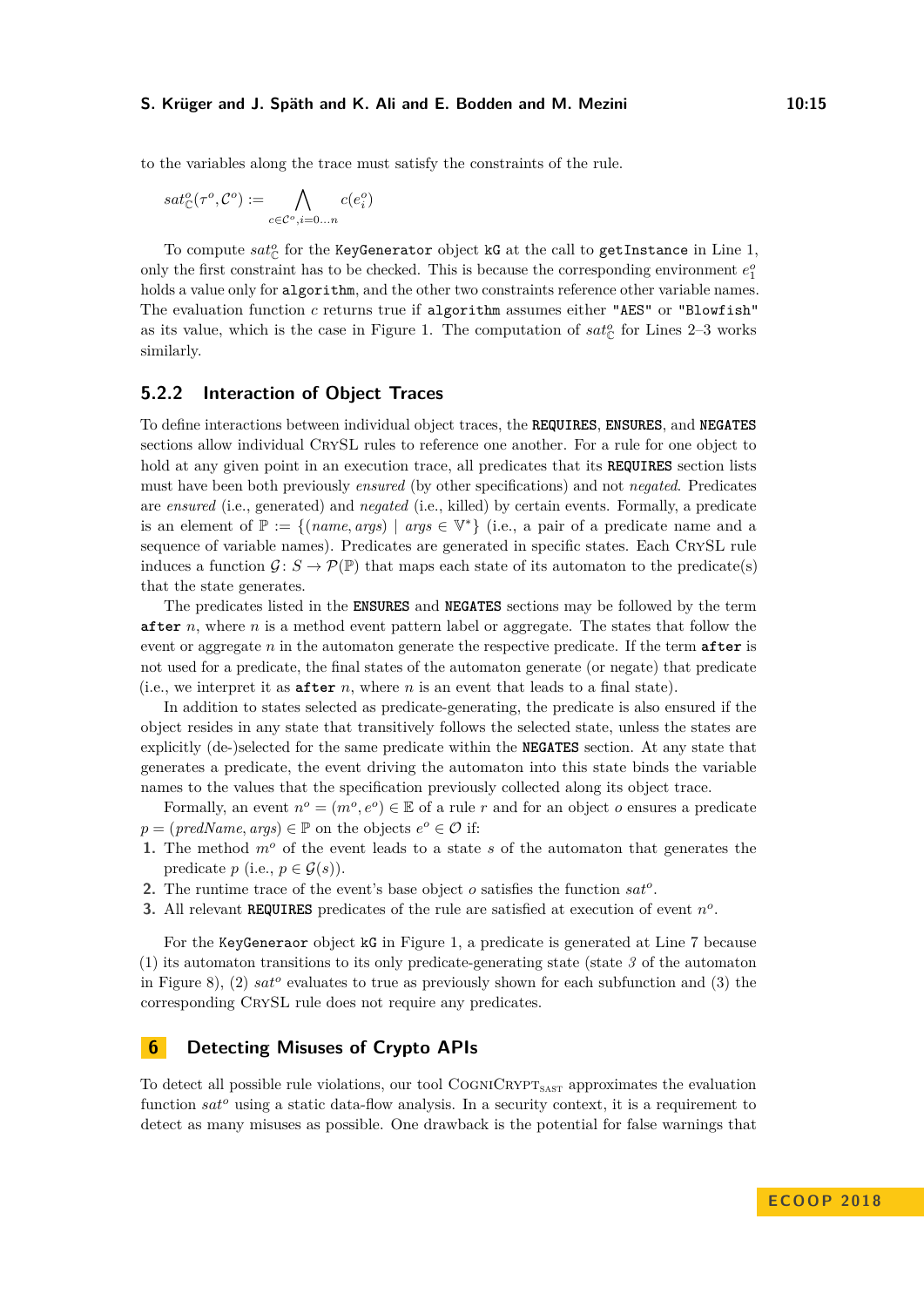to the variables along the trace must satisfy the constraints of the rule.

$$sat^o_{\mathbb{C}}(\tau^o, \mathcal{C}^o) := \bigwedge_{c \in \mathcal{C}^o, i=0\ldots n} c(e^o_i)$$

To compute $sat^o_{\mathbb{C}}$ for the `KeyGenerator` object `kG` at the call to `getInstance` in Line 1, only the first constraint has to be checked. This is because the corresponding environment $e^o_1$ holds a value only for `algorithm`, and the other two constraints reference other variable names. The evaluation function $c$ returns true if `algorithm` assumes either `"AES"` or `"Blowfish"` as its value, which is the case in Figure 1. The computation of $sat^o_{\mathbb{C}}$ for Lines 2–3 works similarly.

### 5.2.2 Interaction of Object Traces

To define interactions between individual object traces, the **REQUIRES**, **ENSURES**, and **NEGATES** sections allow individual CrySL rules to reference one another. For a rule for one object to hold at any given point in an execution trace, all predicates that its **REQUIRES** section lists must have been both previously *ensured* (by other specifications) and not *negated*. Predicates are *ensured* (i.e., generated) and *negated* (i.e., killed) by certain events. Formally, a predicate is an element of $\mathbb{P} := \{(name, args) \mid args \in \mathbb{V}^*\}$ (i.e., a pair of a predicate name and a sequence of variable names). Predicates are generated in specific states. Each CrySL rule induces a function $\mathcal{G}\colon S \rightarrow \mathcal{P}(\mathbb{P})$ that maps each state of its automaton to the predicate(s) that the state generates.

The predicates listed in the **ENSURES** and **NEGATES** sections may be followed by the term **after** $n$, where $n$ is a method event pattern label or aggregate. The states that follow the event or aggregate $n$ in the automaton generate the respective predicate. If the term **after** is not used for a predicate, the final states of the automaton generate (or negate) that predicate (i.e., we interpret it as **after** $n$, where $n$ is an event that leads to a final state).

In addition to states selected as predicate-generating, the predicate is also ensured if the object resides in any state that transitively follows the selected state, unless the states are explicitly (de-)selected for the same predicate within the **NEGATES** section. At any state that generates a predicate, the event driving the automaton into this state binds the variable names to the values that the specification previously collected along its object trace.

Formally, an event $n^o = (m^o, e^o) \in \mathbb{E}$ of a rule $r$ and for an object $o$ ensures a predicate $p = (predName, args) \in \mathbb{P}$ on the objects $e^o \in \mathcal{O}$ if:

1. The method $m^o$ of the event leads to a state $s$ of the automaton that generates the predicate $p$ (i.e., $p \in \mathcal{G}(s)$).
2. The runtime trace of the event's base object $o$ satisfies the function $sat^o$.
3. All relevant **REQUIRES** predicates of the rule are satisfied at execution of event $n^o$.

For the `KeyGeneraor` object `kG` in Figure 1, a predicate is generated at Line 7 because (1) its automaton transitions to its only predicate-generating state (state *3* of the automaton in Figure 8), (2) $sat^o$ evaluates to true as previously shown for each subfunction and (3) the corresponding CrySL rule does not require any predicates.

## 6 Detecting Misuses of Crypto APIs

To detect all possible rule violations, our tool CogniCrypt$_{\text{SAST}}$ approximates the evaluation function $sat^o$ using a static data-flow analysis. In a security context, it is a requirement to detect as many misuses as possible. One drawback is the potential for false warnings that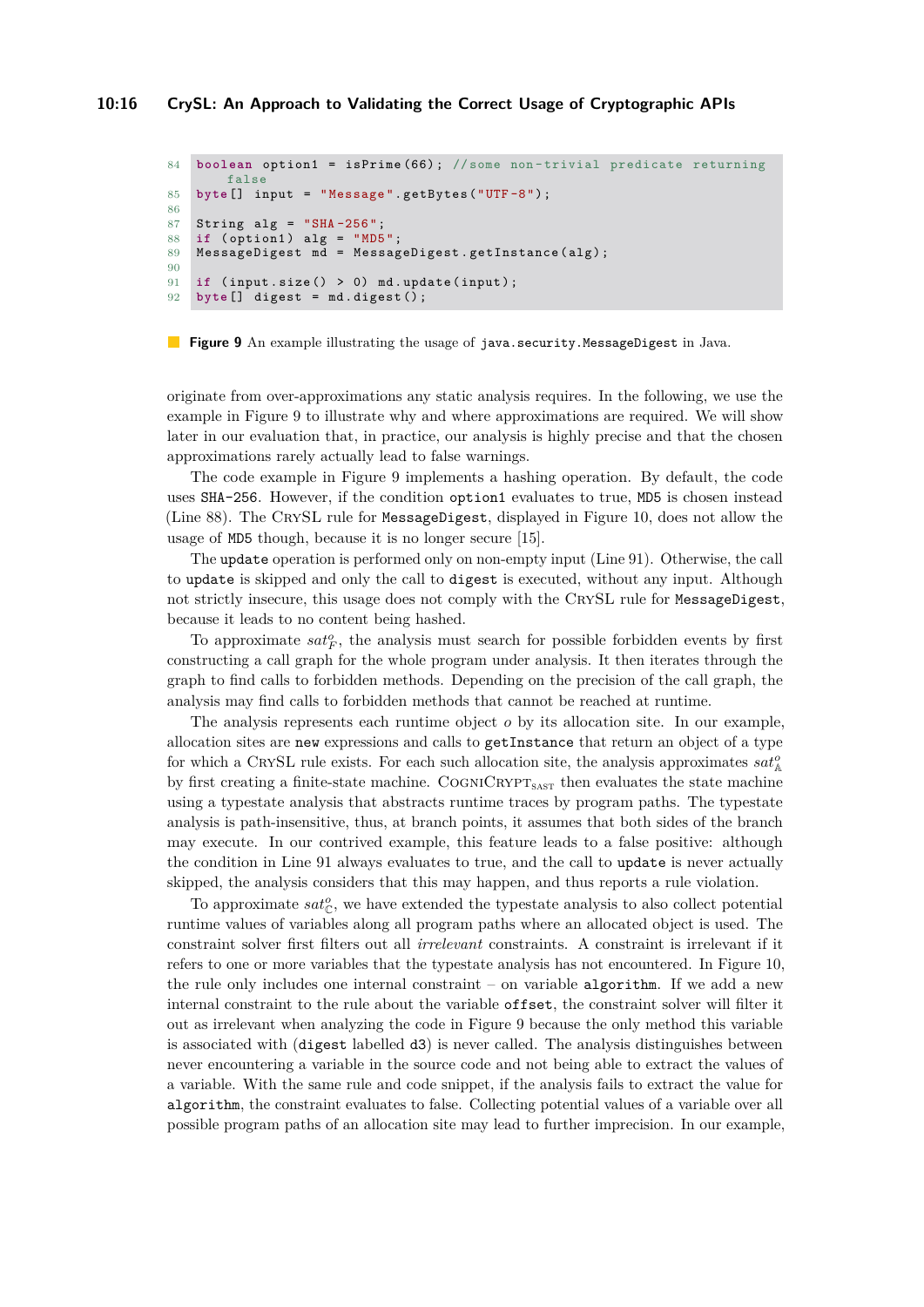```java
84 boolean option1 = isPrime(66); //some non-trivial predicate returning
       false
85 byte[] input = "Message".getBytes("UTF-8");
86
87 String alg = "SHA-256";
88 if (option1) alg = "MD5";
89 MessageDigest md = MessageDigest.getInstance(alg);
90
91 if (input.size() > 0) md.update(input);
92 byte[] digest = md.digest();
```

**Figure 9** An example illustrating the usage of `java.security.MessageDigest` in Java.

originate from over-approximations any static analysis requires. In the following, we use the example in Figure 9 to illustrate why and where approximations are required. We will show later in our evaluation that, in practice, our analysis is highly precise and that the chosen approximations rarely actually lead to false warnings.

The code example in Figure 9 implements a hashing operation. By default, the code uses SHA-256. However, if the condition option1 evaluates to true, MD5 is chosen instead (Line 88). The CrySL rule for MessageDigest, displayed in Figure 10, does not allow the usage of MD5 though, because it is no longer secure [15].

The update operation is performed only on non-empty input (Line 91). Otherwise, the call to update is skipped and only the call to digest is executed, without any input. Although not strictly insecure, this usage does not comply with the CrySL rule for MessageDigest, because it leads to no content being hashed.

To approximate $sat^o_{\mathbb{F}}$, the analysis must search for possible forbidden events by first constructing a call graph for the whole program under analysis. It then iterates through the graph to find calls to forbidden methods. Depending on the precision of the call graph, the analysis may find calls to forbidden methods that cannot be reached at runtime.

The analysis represents each runtime object $o$ by its allocation site. In our example, allocation sites are new expressions and calls to getInstance that return an object of a type for which a CrySL rule exists. For each such allocation site, the analysis approximates $sat^o_{\mathbb{A}}$ by first creating a finite-state machine. CogniCrypt$_{\text{SAST}}$ then evaluates the state machine using a typestate analysis that abstracts runtime traces by program paths. The typestate analysis is path-insensitive, thus, at branch points, it assumes that both sides of the branch may execute. In our contrived example, this feature leads to a false positive: although the condition in Line 91 always evaluates to true, and the call to update is never actually skipped, the analysis considers that this may happen, and thus reports a rule violation.

To approximate $sat^o_{\mathbb{C}}$, we have extended the typestate analysis to also collect potential runtime values of variables along all program paths where an allocated object is used. The constraint solver first filters out all *irrelevant* constraints. A constraint is irrelevant if it refers to one or more variables that the typestate analysis has not encountered. In Figure 10, the rule only includes one internal constraint – on variable algorithm. If we add a new internal constraint to the rule about the variable offset, the constraint solver will filter it out as irrelevant when analyzing the code in Figure 9 because the only method this variable is associated with (digest labelled d3) is never called. The analysis distinguishes between never encountering a variable in the source code and not being able to extract the values of a variable. With the same rule and code snippet, if the analysis fails to extract the value for algorithm, the constraint evaluates to false. Collecting potential values of a variable over all possible program paths of an allocation site may lead to further imprecision. In our example,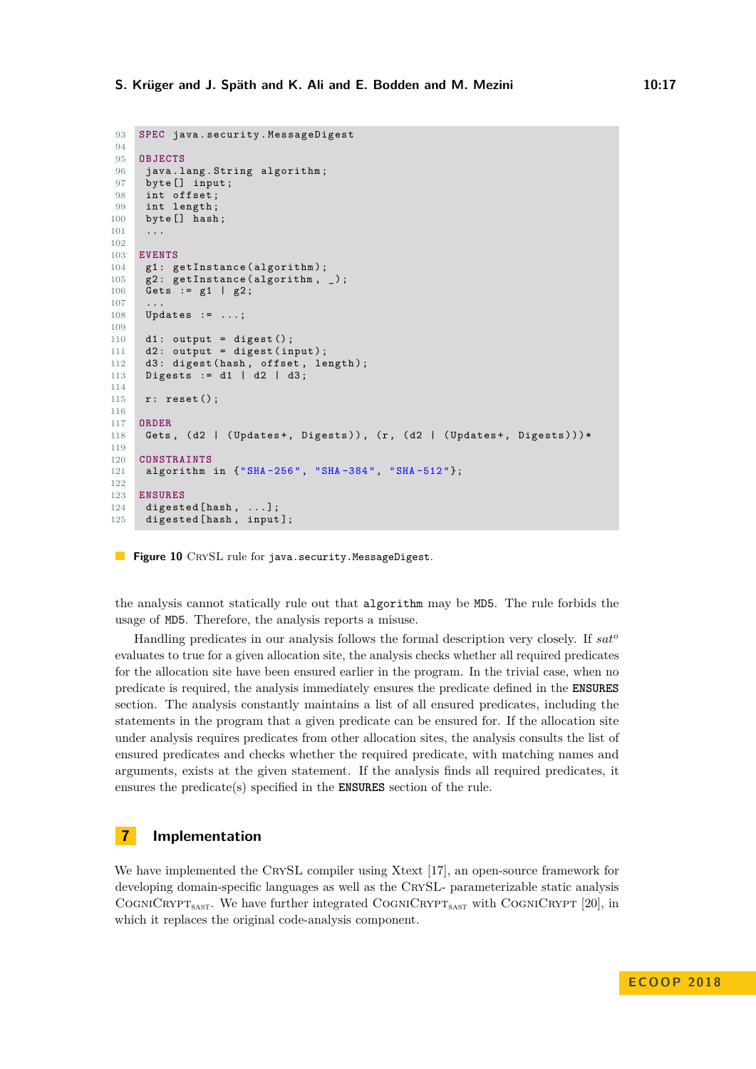```
93  SPEC java.security.MessageDigest
94
95  OBJECTS
96   java.lang.String algorithm;
97   byte[] input;
98   int offset;
99   int length;
100  byte[] hash;
101  ...
102
103 EVENTS
104  g1: getInstance(algorithm);
105  g2: getInstance(algorithm, _);
106  Gets := g1 | g2;
107  ...
108  Updates := ...;
109
110  d1: output = digest();
111  d2: output = digest(input);
112  d3: digest(hash, offset, length);
113  Digests := d1 | d2 | d3;
114
115  r: reset();
116
117 ORDER
118  Gets, (d2 | (Updates+, Digests)), (r, (d2 | (Updates+, Digests)))*
119
120 CONSTRAINTS
121  algorithm in {"SHA-256", "SHA-384", "SHA-512"};
122
123 ENSURES
124  digested[hash, ...];
125  digested[hash, input];
```

**Figure 10** CrySL rule for `java.security.MessageDigest`.

the analysis cannot statically rule out that `algorithm` may be `MD5`. The rule forbids the usage of `MD5`. Therefore, the analysis reports a misuse.

Handling predicates in our analysis follows the formal description very closely. If $sat^o$ evaluates to true for a given allocation site, the analysis checks whether all required predicates for the allocation site have been ensured earlier in the program. In the trivial case, when no predicate is required, the analysis immediately ensures the predicate defined in the **ENSURES** section. The analysis constantly maintains a list of all ensured predicates, including the statements in the program that a given predicate can be ensured for. If the allocation site under analysis requires predicates from other allocation sites, the analysis consults the list of ensured predicates and checks whether the required predicate, with matching names and arguments, exists at the given statement. If the analysis finds all required predicates, it ensures the predicate(s) specified in the **ENSURES** section of the rule.

## 7 Implementation

We have implemented the CrySL compiler using Xtext [17], an open-source framework for developing domain-specific languages as well as the CrySL- parameterizable static analysis $\text{CogniCrypt}_{\text{SAST}}$. We have further integrated $\text{CogniCrypt}_{\text{SAST}}$ with CogniCrypt [20], in which it replaces the original code-analysis component.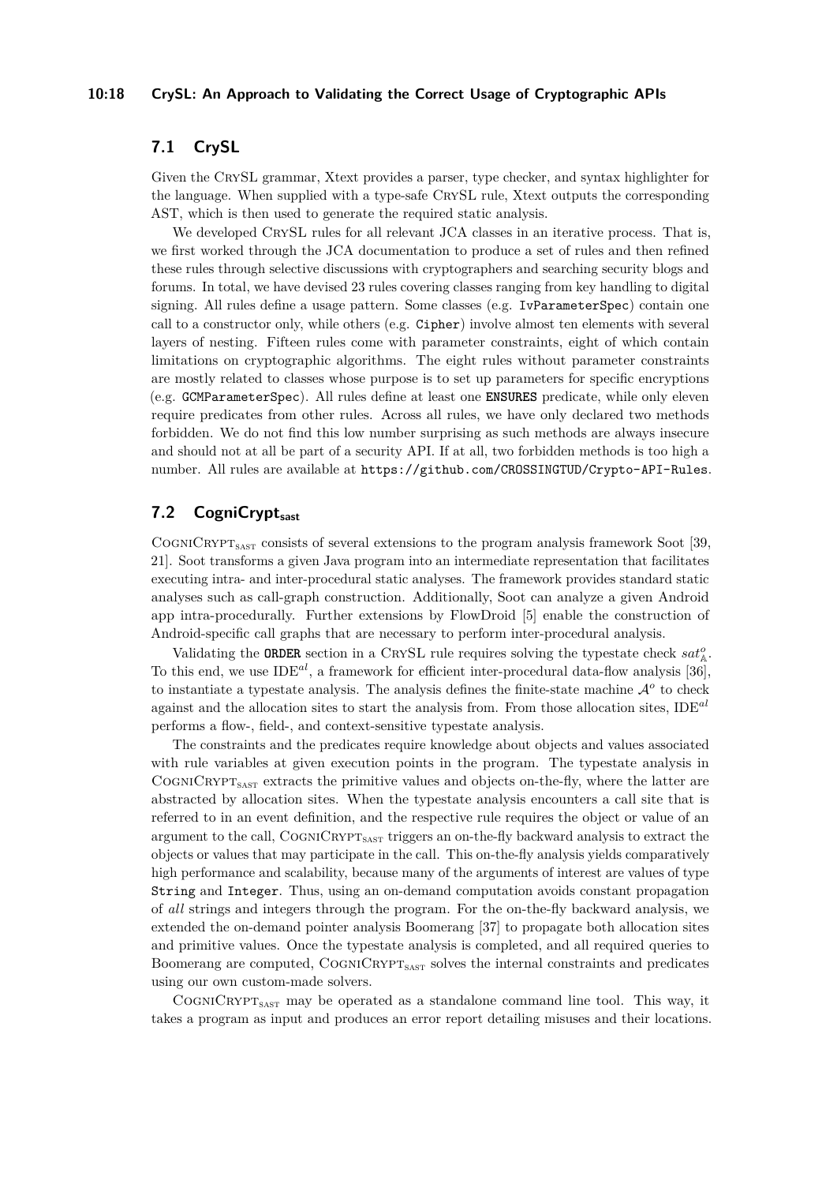## 7.1 CrySL

Given the CrySL grammar, Xtext provides a parser, type checker, and syntax highlighter for the language. When supplied with a type-safe CrySL rule, Xtext outputs the corresponding AST, which is then used to generate the required static analysis.

We developed CrySL rules for all relevant JCA classes in an iterative process. That is, we first worked through the JCA documentation to produce a set of rules and then refined these rules through selective discussions with cryptographers and searching security blogs and forums. In total, we have devised 23 rules covering classes ranging from key handling to digital signing. All rules define a usage pattern. Some classes (e.g. `IvParameterSpec`) contain one call to a constructor only, while others (e.g. `Cipher`) involve almost ten elements with several layers of nesting. Fifteen rules come with parameter constraints, eight of which contain limitations on cryptographic algorithms. The eight rules without parameter constraints are mostly related to classes whose purpose is to set up parameters for specific encryptions (e.g. `GCMParameterSpec`). All rules define at least one **ENSURES** predicate, while only eleven require predicates from other rules. Across all rules, we have only declared two methods forbidden. We do not find this low number surprising as such methods are always insecure and should not at all be part of a security API. If at all, two forbidden methods is too high a number. All rules are available at `https://github.com/CROSSINGTUD/Crypto-API-Rules`.

## 7.2 CogniCrypt$_{\text{sast}}$

CogniCrypt$_{\text{SAST}}$ consists of several extensions to the program analysis framework Soot [39, 21]. Soot transforms a given Java program into an intermediate representation that facilitates executing intra- and inter-procedural static analyses. The framework provides standard static analyses such as call-graph construction. Additionally, Soot can analyze a given Android app intra-procedurally. Further extensions by FlowDroid [5] enable the construction of Android-specific call graphs that are necessary to perform inter-procedural analysis.

Validating the **ORDER** section in a CrySL rule requires solving the typestate check $sat^{o}_{\mathbb{A}}$. To this end, we use IDE$^{al}$, a framework for efficient inter-procedural data-flow analysis [36], to instantiate a typestate analysis. The analysis defines the finite-state machine $\mathcal{A}^{o}$ to check against and the allocation sites to start the analysis from. From those allocation sites, IDE$^{al}$ performs a flow-, field-, and context-sensitive typestate analysis.

The constraints and the predicates require knowledge about objects and values associated with rule variables at given execution points in the program. The typestate analysis in CogniCrypt$_{\text{SAST}}$ extracts the primitive values and objects on-the-fly, where the latter are abstracted by allocation sites. When the typestate analysis encounters a call site that is referred to in an event definition, and the respective rule requires the object or value of an argument to the call, CogniCrypt$_{\text{SAST}}$ triggers an on-the-fly backward analysis to extract the objects or values that may participate in the call. This on-the-fly analysis yields comparatively high performance and scalability, because many of the arguments of interest are values of type `String` and `Integer`. Thus, using an on-demand computation avoids constant propagation of *all* strings and integers through the program. For the on-the-fly backward analysis, we extended the on-demand pointer analysis Boomerang [37] to propagate both allocation sites and primitive values. Once the typestate analysis is completed, and all required queries to Boomerang are computed, CogniCrypt$_{\text{SAST}}$ solves the internal constraints and predicates using our own custom-made solvers.

CogniCrypt$_{\text{SAST}}$ may be operated as a standalone command line tool. This way, it takes a program as input and produces an error report detailing misuses and their locations.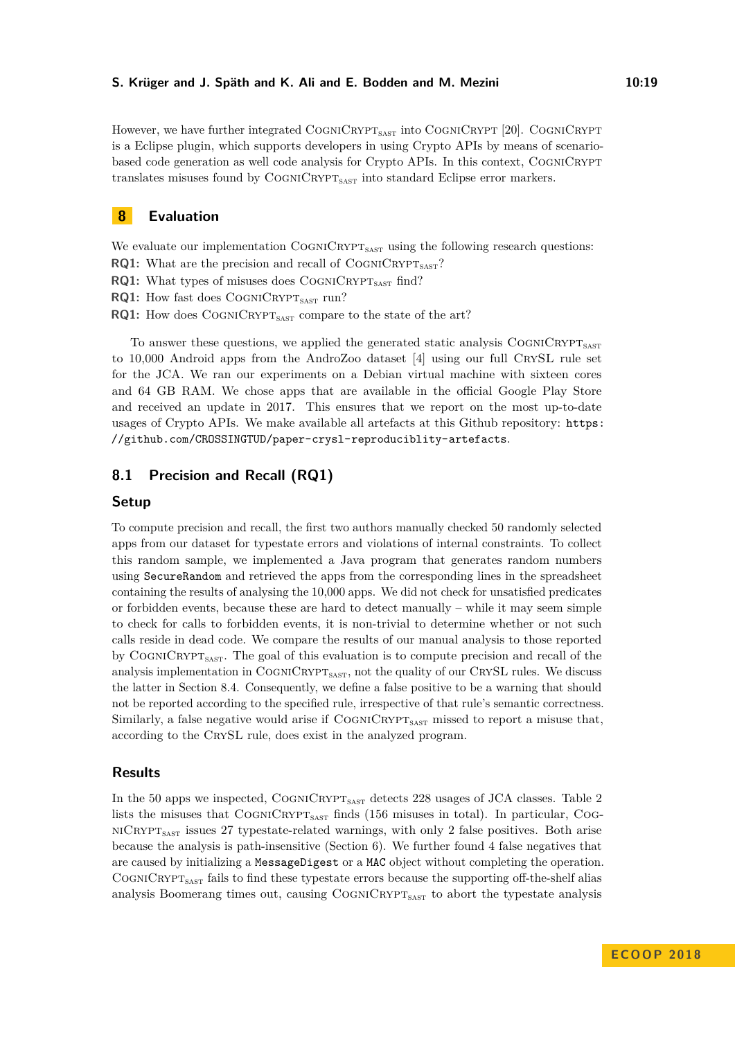However, we have further integrated CogniCrypt$_{SAST}$ into CogniCrypt [20]. CogniCrypt is a Eclipse plugin, which supports developers in using Crypto APIs by means of scenario-based code generation as well code analysis for Crypto APIs. In this context, CogniCrypt translates misuses found by CogniCrypt$_{SAST}$ into standard Eclipse error markers.

# 8 Evaluation

We evaluate our implementation CogniCrypt$_{SAST}$ using the following research questions:

**RQ1:** What are the precision and recall of CogniCrypt$_{SAST}$?
**RQ1:** What types of misuses does CogniCrypt$_{SAST}$ find?
**RQ1:** How fast does CogniCrypt$_{SAST}$ run?
**RQ1:** How does CogniCrypt$_{SAST}$ compare to the state of the art?

To answer these questions, we applied the generated static analysis CogniCrypt$_{SAST}$ to 10,000 Android apps from the AndroZoo dataset [4] using our full CrySL rule set for the JCA. We ran our experiments on a Debian virtual machine with sixteen cores and 64 GB RAM. We chose apps that are available in the official Google Play Store and received an update in 2017. This ensures that we report on the most up-to-date usages of Crypto APIs. We make available all artefacts at this Github repository: `https://github.com/CROSSINGTUD/paper-crysl-reproduciblity-artefacts`.

## 8.1 Precision and Recall (RQ1)

### Setup

To compute precision and recall, the first two authors manually checked 50 randomly selected apps from our dataset for typestate errors and violations of internal constraints. To collect this random sample, we implemented a Java program that generates random numbers using `SecureRandom` and retrieved the apps from the corresponding lines in the spreadsheet containing the results of analysing the 10,000 apps. We did not check for unsatisfied predicates or forbidden events, because these are hard to detect manually – while it may seem simple to check for calls to forbidden events, it is non-trivial to determine whether or not such calls reside in dead code. We compare the results of our manual analysis to those reported by CogniCrypt$_{SAST}$. The goal of this evaluation is to compute precision and recall of the analysis implementation in CogniCrypt$_{SAST}$, not the quality of our CrySL rules. We discuss the latter in Section 8.4. Consequently, we define a false positive to be a warning that should not be reported according to the specified rule, irrespective of that rule's semantic correctness. Similarly, a false negative would arise if CogniCrypt$_{SAST}$ missed to report a misuse that, according to the CrySL rule, does exist in the analyzed program.

### Results

In the 50 apps we inspected, CogniCrypt$_{SAST}$ detects 228 usages of JCA classes. Table 2 lists the misuses that CogniCrypt$_{SAST}$ finds (156 misuses in total). In particular, CogniCrypt$_{SAST}$ issues 27 typestate-related warnings, with only 2 false positives. Both arise because the analysis is path-insensitive (Section 6). We further found 4 false negatives that are caused by initializing a `MessageDigest` or a `MAC` object without completing the operation. CogniCrypt$_{SAST}$ fails to find these typestate errors because the supporting off-the-shelf alias analysis Boomerang times out, causing CogniCrypt$_{SAST}$ to abort the typestate analysis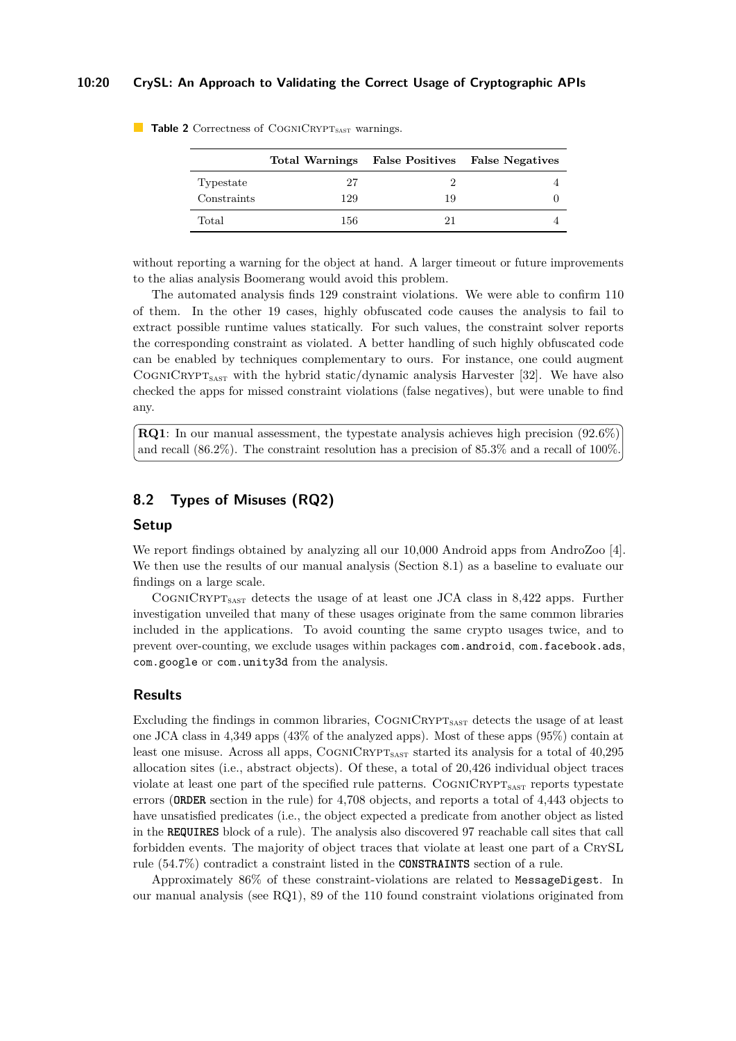**Table 2** Correctness of CogniCrypt$_{SAST}$ warnings.

| | Total Warnings | False Positives | False Negatives |
|---|---|---|---|
| Typestate | 27 | 2 | 4 |
| Constraints | 129 | 19 | 0 |
| Total | 156 | 21 | 4 |

without reporting a warning for the object at hand. A larger timeout or future improvements to the alias analysis Boomerang would avoid this problem.

The automated analysis finds 129 constraint violations. We were able to confirm 110 of them. In the other 19 cases, highly obfuscated code causes the analysis to fail to extract possible runtime values statically. For such values, the constraint solver reports the corresponding constraint as violated. A better handling of such highly obfuscated code can be enabled by techniques complementary to ours. For instance, one could augment CogniCrypt$_{SAST}$ with the hybrid static/dynamic analysis Harvester [32]. We have also checked the apps for missed constraint violations (false negatives), but were unable to find any.

> **RQ1**: In our manual assessment, the typestate analysis achieves high precision (92.6%) and recall (86.2%). The constraint resolution has a precision of 85.3% and a recall of 100%.

## 8.2 Types of Misuses (RQ2)

### Setup

We report findings obtained by analyzing all our 10,000 Android apps from AndroZoo [4]. We then use the results of our manual analysis (Section 8.1) as a baseline to evaluate our findings on a large scale.

CogniCrypt$_{SAST}$ detects the usage of at least one JCA class in 8,422 apps. Further investigation unveiled that many of these usages originate from the same common libraries included in the applications. To avoid counting the same crypto usages twice, and to prevent over-counting, we exclude usages within packages `com.android`, `com.facebook.ads`, `com.google` or `com.unity3d` from the analysis.

### Results

Excluding the findings in common libraries, CogniCrypt$_{SAST}$ detects the usage of at least one JCA class in 4,349 apps (43% of the analyzed apps). Most of these apps (95%) contain at least one misuse. Across all apps, CogniCrypt$_{SAST}$ started its analysis for a total of 40,295 allocation sites (i.e., abstract objects). Of these, a total of 20,426 individual object traces violate at least one part of the specified rule patterns. CogniCrypt$_{SAST}$ reports typestate errors (**ORDER** section in the rule) for 4,708 objects, and reports a total of 4,443 objects to have unsatisfied predicates (i.e., the object expected a predicate from another object as listed in the **REQUIRES** block of a rule). The analysis also discovered 97 reachable call sites that call forbidden events. The majority of object traces that violate at least one part of a CrySL rule (54.7%) contradict a constraint listed in the **CONSTRAINTS** section of a rule.

Approximately 86% of these constraint-violations are related to `MessageDigest`. In our manual analysis (see RQ1), 89 of the 110 found constraint violations originated from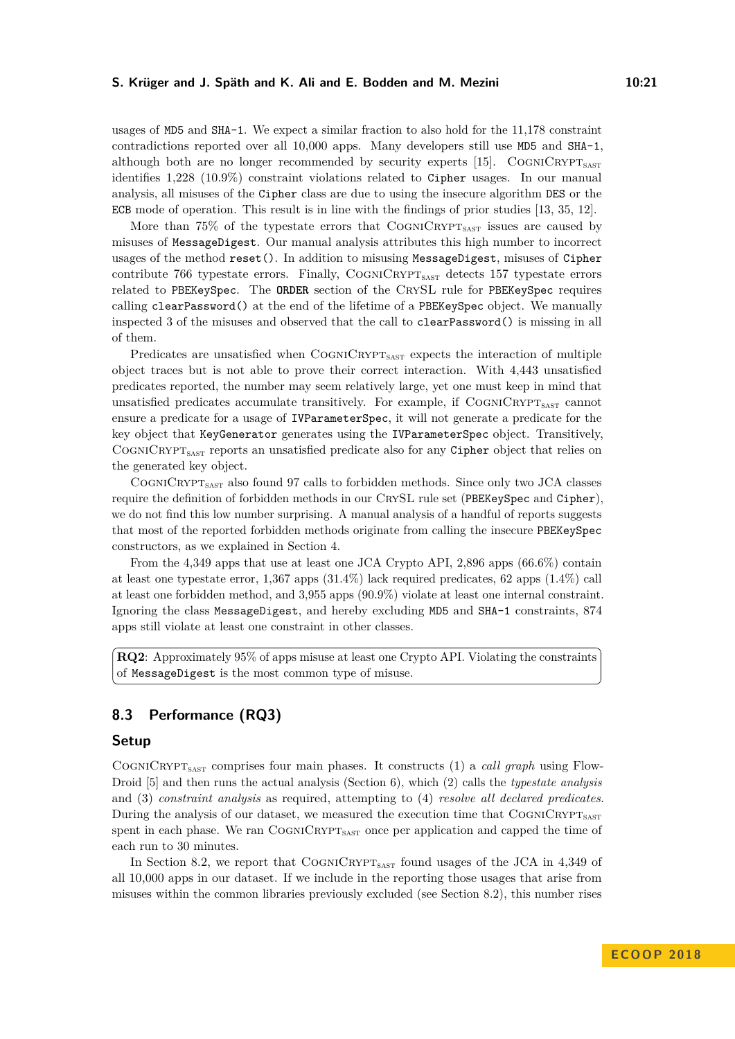usages of `MD5` and `SHA-1`. We expect a similar fraction to also hold for the 11,178 constraint contradictions reported over all 10,000 apps. Many developers still use `MD5` and `SHA-1`, although both are no longer recommended by security experts [15]. CogniCrypt$_{\text{SAST}}$ identifies 1,228 (10.9%) constraint violations related to `Cipher` usages. In our manual analysis, all misuses of the `Cipher` class are due to using the insecure algorithm `DES` or the `ECB` mode of operation. This result is in line with the findings of prior studies [13, 35, 12].

More than 75% of the typestate errors that CogniCrypt$_{\text{SAST}}$ issues are caused by misuses of `MessageDigest`. Our manual analysis attributes this high number to incorrect usages of the method `reset()`. In addition to misusing `MessageDigest`, misuses of `Cipher` contribute 766 typestate errors. Finally, CogniCrypt$_{\text{SAST}}$ detects 157 typestate errors related to `PBEKeySpec`. The `ORDER` section of the CrySL rule for `PBEKeySpec` requires calling `clearPassword()` at the end of the lifetime of a `PBEKeySpec` object. We manually inspected 3 of the misuses and observed that the call to `clearPassword()` is missing in all of them.

Predicates are unsatisfied when CogniCrypt$_{\text{SAST}}$ expects the interaction of multiple object traces but is not able to prove their correct interaction. With 4,443 unsatisfied predicates reported, the number may seem relatively large, yet one must keep in mind that unsatisfied predicates accumulate transitively. For example, if CogniCrypt$_{\text{SAST}}$ cannot ensure a predicate for a usage of `IVParameterSpec`, it will not generate a predicate for the key object that `KeyGenerator` generates using the `IVParameterSpec` object. Transitively, CogniCrypt$_{\text{SAST}}$ reports an unsatisfied predicate also for any `Cipher` object that relies on the generated key object.

CogniCrypt$_{\text{SAST}}$ also found 97 calls to forbidden methods. Since only two JCA classes require the definition of forbidden methods in our CrySL rule set (`PBEKeySpec` and `Cipher`), we do not find this low number surprising. A manual analysis of a handful of reports suggests that most of the reported forbidden methods originate from calling the insecure `PBEKeySpec` constructors, as we explained in Section 4.

From the 4,349 apps that use at least one JCA Crypto API, 2,896 apps (66.6%) contain at least one typestate error, 1,367 apps (31.4%) lack required predicates, 62 apps (1.4%) call at least one forbidden method, and 3,955 apps (90.9%) violate at least one internal constraint. Ignoring the class `MessageDigest`, and hereby excluding `MD5` and `SHA-1` constraints, 874 apps still violate at least one constraint in other classes.

> **RQ2**: Approximately 95% of apps misuse at least one Crypto API. Violating the constraints of `MessageDigest` is the most common type of misuse.

## 8.3 Performance (RQ3)

### Setup

CogniCrypt$_{\text{SAST}}$ comprises four main phases. It constructs (1) a *call graph* using FlowDroid [5] and then runs the actual analysis (Section 6), which (2) calls the *typestate analysis* and (3) *constraint analysis* as required, attempting to (4) *resolve all declared predicates*. During the analysis of our dataset, we measured the execution time that CogniCrypt$_{\text{SAST}}$ spent in each phase. We ran CogniCrypt$_{\text{SAST}}$ once per application and capped the time of each run to 30 minutes.

In Section 8.2, we report that CogniCrypt$_{\text{SAST}}$ found usages of the JCA in 4,349 of all 10,000 apps in our dataset. If we include in the reporting those usages that arise from misuses within the common libraries previously excluded (see Section 8.2), this number rises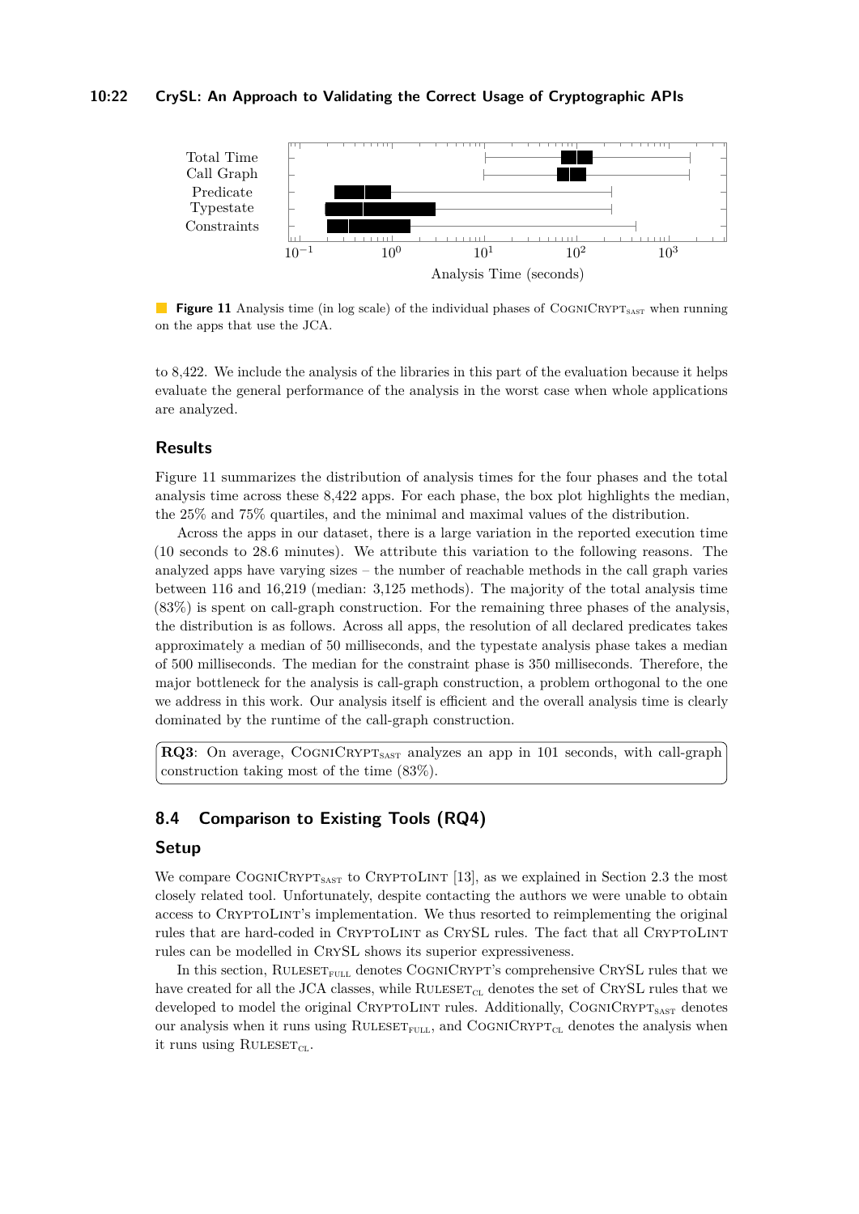Figure 11 Analysis time (in log scale) of the individual phases of CogniCrypt$_{\text{SAST}}$ when running on the apps that use the JCA.

to 8,422. We include the analysis of the libraries in this part of the evaluation because it helps evaluate the general performance of the analysis in the worst case when whole applications are analyzed.

### Results

Figure 11 summarizes the distribution of analysis times for the four phases and the total analysis time across these 8,422 apps. For each phase, the box plot highlights the median, the 25% and 75% quartiles, and the minimal and maximal values of the distribution.

Across the apps in our dataset, there is a large variation in the reported execution time (10 seconds to 28.6 minutes). We attribute this variation to the following reasons. The analyzed apps have varying sizes – the number of reachable methods in the call graph varies between 116 and 16,219 (median: 3,125 methods). The majority of the total analysis time (83%) is spent on call-graph construction. For the remaining three phases of the analysis, the distribution is as follows. Across all apps, the resolution of all declared predicates takes approximately a median of 50 milliseconds, and the typestate analysis phase takes a median of 500 milliseconds. The median for the constraint phase is 350 milliseconds. Therefore, the major bottleneck for the analysis is call-graph construction, a problem orthogonal to the one we address in this work. Our analysis itself is efficient and the overall analysis time is clearly dominated by the runtime of the call-graph construction.

**RQ3**: On average, CogniCrypt$_{\text{SAST}}$ analyzes an app in 101 seconds, with call-graph construction taking most of the time (83%).

## 8.4 Comparison to Existing Tools (RQ4)

### Setup

We compare CogniCrypt$_{\text{SAST}}$ to CryptoLint [13], as we explained in Section 2.3 the most closely related tool. Unfortunately, despite contacting the authors we were unable to obtain access to CryptoLint's implementation. We thus resorted to reimplementing the original rules that are hard-coded in CryptoLint as CrySL rules. The fact that all CryptoLint rules can be modelled in CrySL shows its superior expressiveness.

In this section, Ruleset$_{\text{FULL}}$ denotes CogniCrypt's comprehensive CrySL rules that we have created for all the JCA classes, while Ruleset$_{\text{CL}}$ denotes the set of CrySL rules that we developed to model the original CryptoLint rules. Additionally, CogniCrypt$_{\text{SAST}}$ denotes our analysis when it runs using Ruleset$_{\text{FULL}}$, and CogniCrypt$_{\text{CL}}$ denotes the analysis when it runs using Ruleset$_{\text{CL}}$.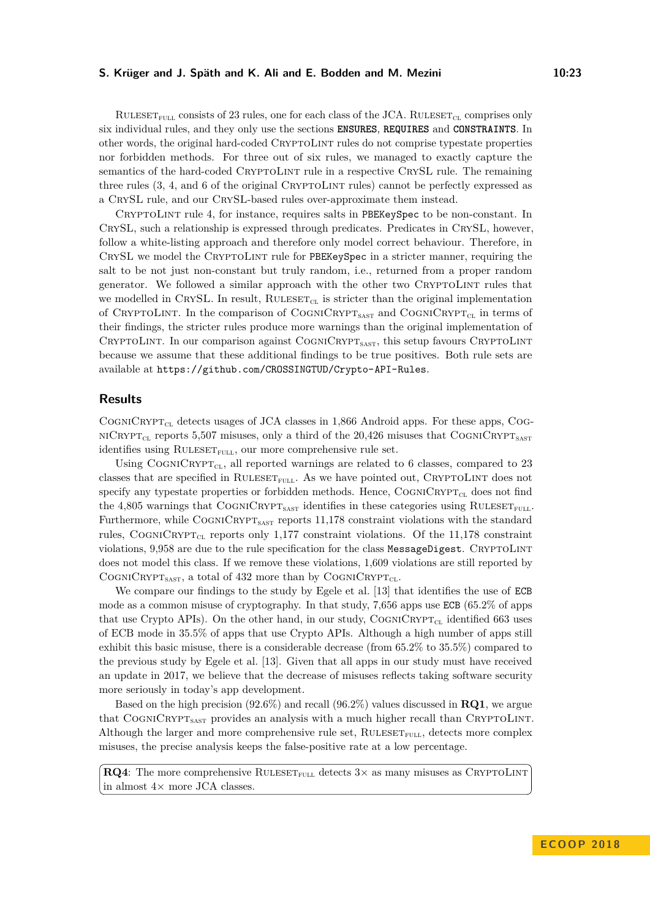RULESET$_{FULL}$ consists of 23 rules, one for each class of the JCA. RULESET$_{CL}$ comprises only six individual rules, and they only use the sections **ENSURES**, **REQUIRES** and **CONSTRAINTS**. In other words, the original hard-coded CRYPTOLINT rules do not comprise typestate properties nor forbidden methods. For three out of six rules, we managed to exactly capture the semantics of the hard-coded CRYPTOLINT rule in a respective CRYSL rule. The remaining three rules (3, 4, and 6 of the original CRYPTOLINT rules) cannot be perfectly expressed as a CRYSL rule, and our CRYSL-based rules over-approximate them instead.

CRYPTOLINT rule 4, for instance, requires salts in `PBEKeySpec` to be non-constant. In CRYSL, such a relationship is expressed through predicates. Predicates in CRYSL, however, follow a white-listing approach and therefore only model correct behaviour. Therefore, in CRYSL we model the CRYPTOLINT rule for `PBEKeySpec` in a stricter manner, requiring the salt to be not just non-constant but truly random, i.e., returned from a proper random generator. We followed a similar approach with the other two CRYPTOLINT rules that we modelled in CRYSL. In result, RULESET$_{CL}$ is stricter than the original implementation of CRYPTOLINT. In the comparison of COGNICRYPT$_{SAST}$ and COGNICRYPT$_{CL}$ in terms of their findings, the stricter rules produce more warnings than the original implementation of CRYPTOLINT. In our comparison against COGNICRYPT$_{SAST}$, this setup favours CRYPTOLINT because we assume that these additional findings to be true positives. Both rule sets are available at `https://github.com/CROSSINGTUD/Crypto-API-Rules`.

## Results

COGNICRYPT$_{CL}$ detects usages of JCA classes in 1,866 Android apps. For these apps, COGNICRYPT$_{CL}$ reports 5,507 misuses, only a third of the 20,426 misuses that COGNICRYPT$_{SAST}$ identifies using RULESET$_{FULL}$, our more comprehensive rule set.

Using COGNICRYPT$_{CL}$, all reported warnings are related to 6 classes, compared to 23 classes that are specified in RULESET$_{FULL}$. As we have pointed out, CRYPTOLINT does not specify any typestate properties or forbidden methods. Hence, COGNICRYPT$_{CL}$ does not find the 4,805 warnings that COGNICRYPT$_{SAST}$ identifies in these categories using RULESET$_{FULL}$. Furthermore, while COGNICRYPT$_{SAST}$ reports 11,178 constraint violations with the standard rules, COGNICRYPT$_{CL}$ reports only 1,177 constraint violations. Of the 11,178 constraint violations, 9,958 are due to the rule specification for the class `MessageDigest`. CRYPTOLINT does not model this class. If we remove these violations, 1,609 violations are still reported by COGNICRYPT$_{SAST}$, a total of 432 more than by COGNICRYPT$_{CL}$.

We compare our findings to the study by Egele et al. [13] that identifies the use of `ECB` mode as a common misuse of cryptography. In that study, 7,656 apps use `ECB` (65.2% of apps that use Crypto APIs). On the other hand, in our study, COGNICRYPT$_{CL}$ identified 663 uses of ECB mode in 35.5% of apps that use Crypto APIs. Although a high number of apps still exhibit this basic misuse, there is a considerable decrease (from 65.2% to 35.5%) compared to the previous study by Egele et al. [13]. Given that all apps in our study must have received an update in 2017, we believe that the decrease of misuses reflects taking software security more seriously in today's app development.

Based on the high precision (92.6%) and recall (96.2%) values discussed in **RQ1**, we argue that COGNICRYPT$_{SAST}$ provides an analysis with a much higher recall than CRYPTOLINT. Although the larger and more comprehensive rule set, RULESET$_{FULL}$, detects more complex misuses, the precise analysis keeps the false-positive rate at a low percentage.

> **RQ4**: The more comprehensive RULESET$_{FULL}$ detects 3× as many misuses as CRYPTOLINT in almost 4× more JCA classes.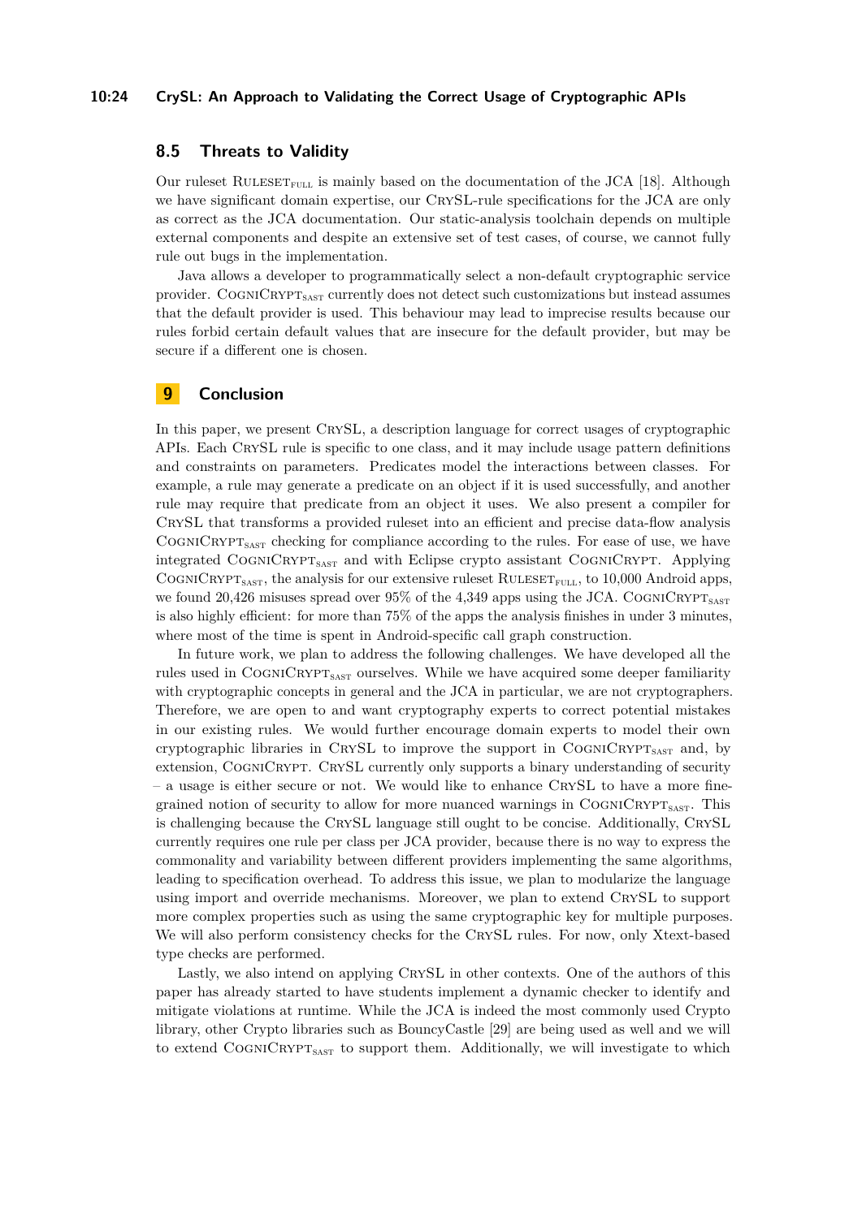## 8.5 Threats to Validity

Our ruleset $\text{RULESET}_{\text{FULL}}$ is mainly based on the documentation of the JCA [18]. Although we have significant domain expertise, our CrySL-rule specifications for the JCA are only as correct as the JCA documentation. Our static-analysis toolchain depends on multiple external components and despite an extensive set of test cases, of course, we cannot fully rule out bugs in the implementation.

Java allows a developer to programmatically select a non-default cryptographic service provider. $\text{CogniCrypt}_{\text{SAST}}$ currently does not detect such customizations but instead assumes that the default provider is used. This behaviour may lead to imprecise results because our rules forbid certain default values that are insecure for the default provider, but may be secure if a different one is chosen.

# 9 Conclusion

In this paper, we present CrySL, a description language for correct usages of cryptographic APIs. Each CrySL rule is specific to one class, and it may include usage pattern definitions and constraints on parameters. Predicates model the interactions between classes. For example, a rule may generate a predicate on an object if it is used successfully, and another rule may require that predicate from an object it uses. We also present a compiler for CrySL that transforms a provided ruleset into an efficient and precise data-flow analysis $\text{CogniCrypt}_{\text{SAST}}$ checking for compliance according to the rules. For ease of use, we have integrated $\text{CogniCrypt}_{\text{SAST}}$ and with Eclipse crypto assistant CogniCrypt. Applying $\text{CogniCrypt}_{\text{SAST}}$, the analysis for our extensive ruleset $\text{RULESET}_{\text{FULL}}$, to 10,000 Android apps, we found 20,426 misuses spread over 95% of the 4,349 apps using the JCA. $\text{CogniCrypt}_{\text{SAST}}$ is also highly efficient: for more than 75% of the apps the analysis finishes in under 3 minutes, where most of the time is spent in Android-specific call graph construction.

In future work, we plan to address the following challenges. We have developed all the rules used in $\text{CogniCrypt}_{\text{SAST}}$ ourselves. While we have acquired some deeper familiarity with cryptographic concepts in general and the JCA in particular, we are not cryptographers. Therefore, we are open to and want cryptography experts to correct potential mistakes in our existing rules. We would further encourage domain experts to model their own cryptographic libraries in CrySL to improve the support in $\text{CogniCrypt}_{\text{SAST}}$ and, by extension, CogniCrypt. CrySL currently only supports a binary understanding of security – a usage is either secure or not. We would like to enhance CrySL to have a more fine-grained notion of security to allow for more nuanced warnings in $\text{CogniCrypt}_{\text{SAST}}$. This is challenging because the CrySL language still ought to be concise. Additionally, CrySL currently requires one rule per class per JCA provider, because there is no way to express the commonality and variability between different providers implementing the same algorithms, leading to specification overhead. To address this issue, we plan to modularize the language using import and override mechanisms. Moreover, we plan to extend CrySL to support more complex properties such as using the same cryptographic key for multiple purposes. We will also perform consistency checks for the CrySL rules. For now, only Xtext-based type checks are performed.

Lastly, we also intend on applying CrySL in other contexts. One of the authors of this paper has already started to have students implement a dynamic checker to identify and mitigate violations at runtime. While the JCA is indeed the most commonly used Crypto library, other Crypto libraries such as BouncyCastle [29] are being used as well and we will to extend $\text{CogniCrypt}_{\text{SAST}}$ to support them. Additionally, we will investigate to which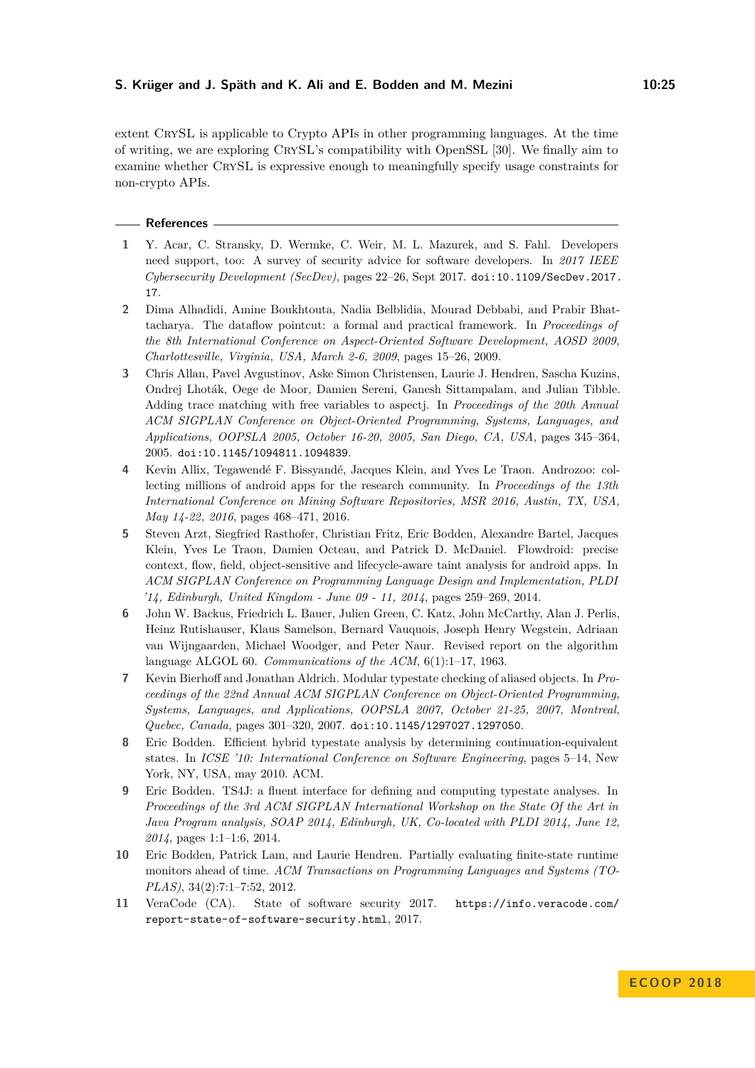extent CrySL is applicable to Crypto APIs in other programming languages. At the time of writing, we are exploring CrySL's compatibility with OpenSSL [30]. We finally aim to examine whether CrySL is expressive enough to meaningfully specify usage constraints for non-crypto APIs.

## References

1. Y. Acar, C. Stransky, D. Wermke, C. Weir, M. L. Mazurek, and S. Fahl. Developers need support, too: A survey of security advice for software developers. In *2017 IEEE Cybersecurity Development (SecDev)*, pages 22–26, Sept 2017. `doi:10.1109/SecDev.2017.17`.
2. Dima Alhadidi, Amine Boukhtouta, Nadia Belblidia, Mourad Debbabi, and Prabir Bhattacharya. The dataflow pointcut: a formal and practical framework. In *Proceedings of the 8th International Conference on Aspect-Oriented Software Development, AOSD 2009, Charlottesville, Virginia, USA, March 2-6, 2009*, pages 15–26, 2009.
3. Chris Allan, Pavel Avgustinov, Aske Simon Christensen, Laurie J. Hendren, Sascha Kuzins, Ondrej Lhoták, Oege de Moor, Damien Sereni, Ganesh Sittampalam, and Julian Tibble. Adding trace matching with free variables to aspectj. In *Proceedings of the 20th Annual ACM SIGPLAN Conference on Object-Oriented Programming, Systems, Languages, and Applications, OOPSLA 2005, October 16-20, 2005, San Diego, CA, USA*, pages 345–364, 2005. `doi:10.1145/1094811.1094839`.
4. Kevin Allix, Tegawendé F. Bissyandé, Jacques Klein, and Yves Le Traon. Androzoo: collecting millions of android apps for the research community. In *Proceedings of the 13th International Conference on Mining Software Repositories, MSR 2016, Austin, TX, USA, May 14-22, 2016*, pages 468–471, 2016.
5. Steven Arzt, Siegfried Rasthofer, Christian Fritz, Eric Bodden, Alexandre Bartel, Jacques Klein, Yves Le Traon, Damien Octeau, and Patrick D. McDaniel. Flowdroid: precise context, flow, field, object-sensitive and lifecycle-aware taint analysis for android apps. In *ACM SIGPLAN Conference on Programming Language Design and Implementation, PLDI '14, Edinburgh, United Kingdom - June 09 - 11, 2014*, pages 259–269, 2014.
6. John W. Backus, Friedrich L. Bauer, Julien Green, C. Katz, John McCarthy, Alan J. Perlis, Heinz Rutishauser, Klaus Samelson, Bernard Vauquois, Joseph Henry Wegstein, Adriaan van Wijngaarden, Michael Woodger, and Peter Naur. Revised report on the algorithm language ALGOL 60. *Communications of the ACM*, 6(1):1–17, 1963.
7. Kevin Bierhoff and Jonathan Aldrich. Modular typestate checking of aliased objects. In *Proceedings of the 22nd Annual ACM SIGPLAN Conference on Object-Oriented Programming, Systems, Languages, and Applications, OOPSLA 2007, October 21-25, 2007, Montreal, Quebec, Canada*, pages 301–320, 2007. `doi:10.1145/1297027.1297050`.
8. Eric Bodden. Efficient hybrid typestate analysis by determining continuation-equivalent states. In *ICSE '10: International Conference on Software Engineering*, pages 5–14, New York, NY, USA, may 2010. ACM.
9. Eric Bodden. TS4J: a fluent interface for defining and computing typestate analyses. In *Proceedings of the 3rd ACM SIGPLAN International Workshop on the State Of the Art in Java Program analysis, SOAP 2014, Edinburgh, UK, Co-located with PLDI 2014, June 12, 2014*, pages 1:1–1:6, 2014.
10. Eric Bodden, Patrick Lam, and Laurie Hendren. Partially evaluating finite-state runtime monitors ahead of time. *ACM Transactions on Programming Languages and Systems (TOPLAS)*, 34(2):7:1–7:52, 2012.
11. VeraCode (CA). State of software security 2017. `https://info.veracode.com/report-state-of-software-security.html`, 2017.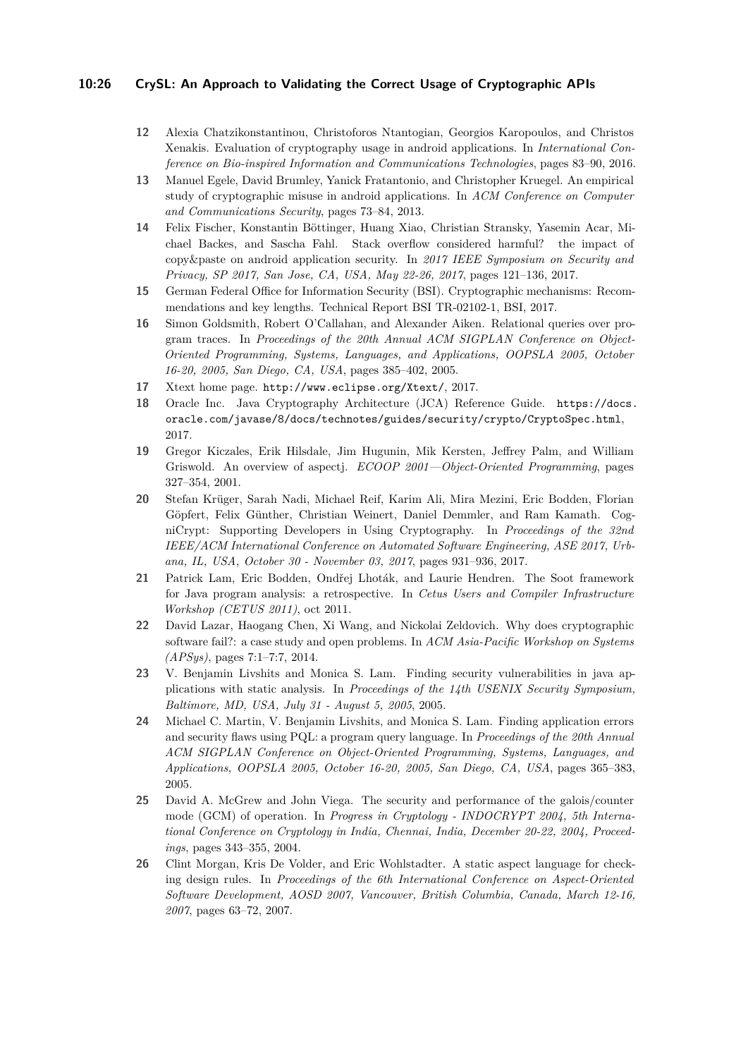**12** Alexia Chatzikonstantinou, Christoforos Ntantogian, Georgios Karopoulos, and Christos Xenakis. Evaluation of cryptography usage in android applications. In *International Conference on Bio-inspired Information and Communications Technologies*, pages 83–90, 2016.

**13** Manuel Egele, David Brumley, Yanick Fratantonio, and Christopher Kruegel. An empirical study of cryptographic misuse in android applications. In *ACM Conference on Computer and Communications Security*, pages 73–84, 2013.

**14** Felix Fischer, Konstantin Böttinger, Huang Xiao, Christian Stransky, Yasemin Acar, Michael Backes, and Sascha Fahl. Stack overflow considered harmful? the impact of copy&paste on android application security. In *2017 IEEE Symposium on Security and Privacy, SP 2017, San Jose, CA, USA, May 22-26, 2017*, pages 121–136, 2017.

**15** German Federal Office for Information Security (BSI). Cryptographic mechanisms: Recommendations and key lengths. Technical Report BSI TR-02102-1, BSI, 2017.

**16** Simon Goldsmith, Robert O'Callahan, and Alexander Aiken. Relational queries over program traces. In *Proceedings of the 20th Annual ACM SIGPLAN Conference on Object-Oriented Programming, Systems, Languages, and Applications, OOPSLA 2005, October 16-20, 2005, San Diego, CA, USA*, pages 385–402, 2005.

**17** Xtext home page. `http://www.eclipse.org/Xtext/`, 2017.

**18** Oracle Inc. Java Cryptography Architecture (JCA) Reference Guide. `https://docs.oracle.com/javase/8/docs/technotes/guides/security/crypto/CryptoSpec.html`, 2017.

**19** Gregor Kiczales, Erik Hilsdale, Jim Hugunin, Mik Kersten, Jeffrey Palm, and William Griswold. An overview of aspectj. *ECOOP 2001—Object-Oriented Programming*, pages 327–354, 2001.

**20** Stefan Krüger, Sarah Nadi, Michael Reif, Karim Ali, Mira Mezini, Eric Bodden, Florian Göpfert, Felix Günther, Christian Weinert, Daniel Demmler, and Ram Kamath. CogniCrypt: Supporting Developers in Using Cryptography. In *Proceedings of the 32nd IEEE/ACM International Conference on Automated Software Engineering, ASE 2017, Urbana, IL, USA, October 30 - November 03, 2017*, pages 931–936, 2017.

**21** Patrick Lam, Eric Bodden, Ondřej Lhoták, and Laurie Hendren. The Soot framework for Java program analysis: a retrospective. In *Cetus Users and Compiler Infrastructure Workshop (CETUS 2011)*, oct 2011.

**22** David Lazar, Haogang Chen, Xi Wang, and Nickolai Zeldovich. Why does cryptographic software fail?: a case study and open problems. In *ACM Asia-Pacific Workshop on Systems (APSys)*, pages 7:1–7:7, 2014.

**23** V. Benjamin Livshits and Monica S. Lam. Finding security vulnerabilities in java applications with static analysis. In *Proceedings of the 14th USENIX Security Symposium, Baltimore, MD, USA, July 31 - August 5, 2005*, 2005.

**24** Michael C. Martin, V. Benjamin Livshits, and Monica S. Lam. Finding application errors and security flaws using PQL: a program query language. In *Proceedings of the 20th Annual ACM SIGPLAN Conference on Object-Oriented Programming, Systems, Languages, and Applications, OOPSLA 2005, October 16-20, 2005, San Diego, CA, USA*, pages 365–383, 2005.

**25** David A. McGrew and John Viega. The security and performance of the galois/counter mode (GCM) of operation. In *Progress in Cryptology - INDOCRYPT 2004, 5th International Conference on Cryptology in India, Chennai, India, December 20-22, 2004, Proceedings*, pages 343–355, 2004.

**26** Clint Morgan, Kris De Volder, and Eric Wohlstadter. A static aspect language for checking design rules. In *Proceedings of the 6th International Conference on Aspect-Oriented Software Development, AOSD 2007, Vancouver, British Columbia, Canada, March 12-16, 2007*, pages 63–72, 2007.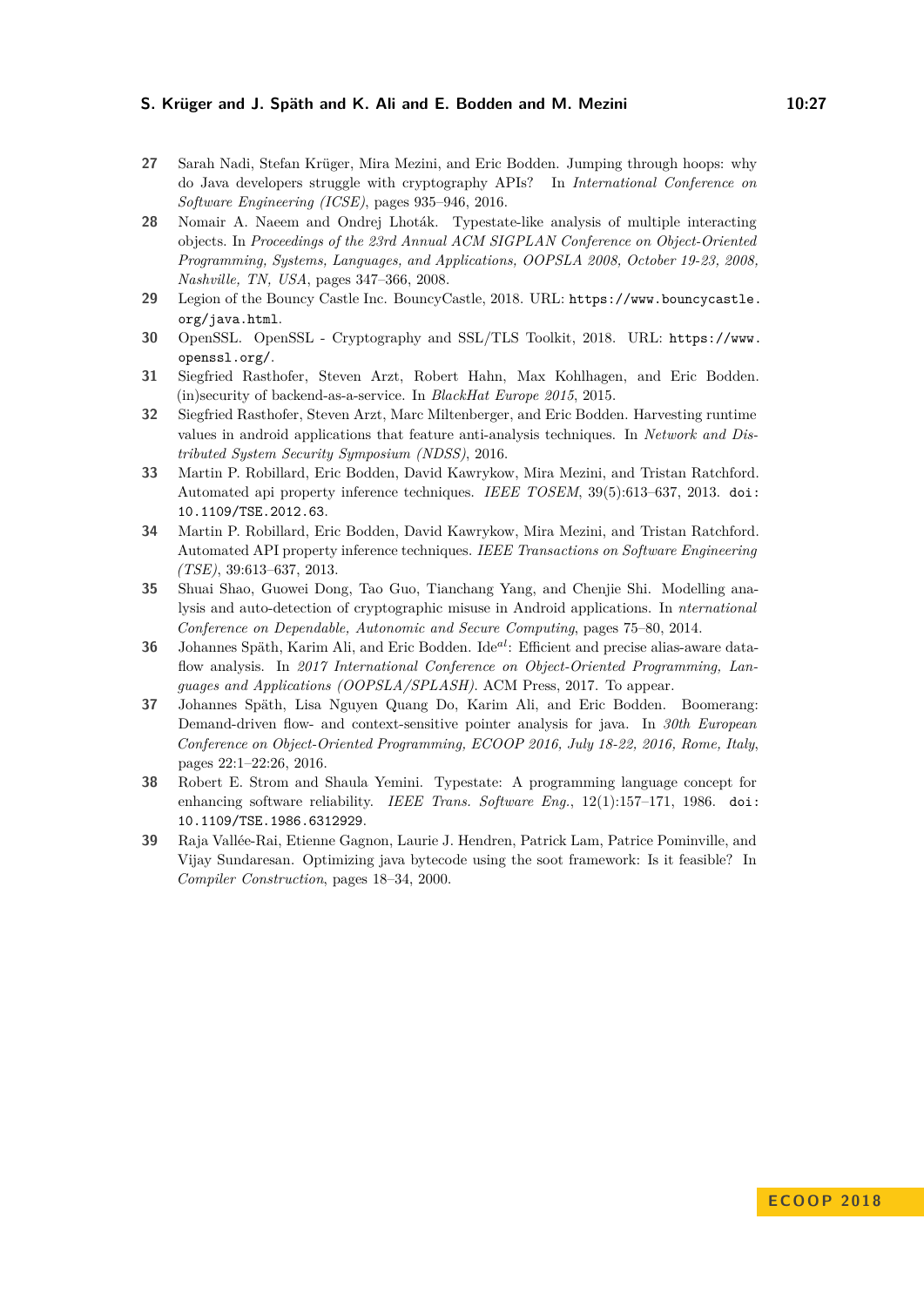27 Sarah Nadi, Stefan Krüger, Mira Mezini, and Eric Bodden. Jumping through hoops: why do Java developers struggle with cryptography APIs? In *International Conference on Software Engineering (ICSE)*, pages 935–946, 2016.

28 Nomair A. Naeem and Ondrej Lhoták. Typestate-like analysis of multiple interacting objects. In *Proceedings of the 23rd Annual ACM SIGPLAN Conference on Object-Oriented Programming, Systems, Languages, and Applications, OOPSLA 2008, October 19-23, 2008, Nashville, TN, USA*, pages 347–366, 2008.

29 Legion of the Bouncy Castle Inc. BouncyCastle, 2018. URL: `https://www.bouncycastle.org/java.html`.

30 OpenSSL. OpenSSL - Cryptography and SSL/TLS Toolkit, 2018. URL: `https://www.openssl.org/`.

31 Siegfried Rasthofer, Steven Arzt, Robert Hahn, Max Kohlhagen, and Eric Bodden. (in)security of backend-as-a-service. In *BlackHat Europe 2015*, 2015.

32 Siegfried Rasthofer, Steven Arzt, Marc Miltenberger, and Eric Bodden. Harvesting runtime values in android applications that feature anti-analysis techniques. In *Network and Distributed System Security Symposium (NDSS)*, 2016.

33 Martin P. Robillard, Eric Bodden, David Kawrykow, Mira Mezini, and Tristan Ratchford. Automated api property inference techniques. *IEEE TOSEM*, 39(5):613–637, 2013. `doi:10.1109/TSE.2012.63`.

34 Martin P. Robillard, Eric Bodden, David Kawrykow, Mira Mezini, and Tristan Ratchford. Automated API property inference techniques. *IEEE Transactions on Software Engineering (TSE)*, 39:613–637, 2013.

35 Shuai Shao, Guowei Dong, Tao Guo, Tianchang Yang, and Chenjie Shi. Modelling analysis and auto-detection of cryptographic misuse in Android applications. In *nternational Conference on Dependable, Autonomic and Secure Computing*, pages 75–80, 2014.

36 Johannes Späth, Karim Ali, and Eric Bodden. Ide$^{al}$: Efficient and precise alias-aware dataflow analysis. In *2017 International Conference on Object-Oriented Programming, Languages and Applications (OOPSLA/SPLASH)*. ACM Press, 2017. To appear.

37 Johannes Späth, Lisa Nguyen Quang Do, Karim Ali, and Eric Bodden. Boomerang: Demand-driven flow- and context-sensitive pointer analysis for java. In *30th European Conference on Object-Oriented Programming, ECOOP 2016, July 18-22, 2016, Rome, Italy*, pages 22:1–22:26, 2016.

38 Robert E. Strom and Shaula Yemini. Typestate: A programming language concept for enhancing software reliability. *IEEE Trans. Software Eng.*, 12(1):157–171, 1986. `doi:10.1109/TSE.1986.6312929`.

39 Raja Vallée-Rai, Etienne Gagnon, Laurie J. Hendren, Patrick Lam, Patrice Pominville, and Vijay Sundaresan. Optimizing java bytecode using the soot framework: Is it feasible? In *Compiler Construction*, pages 18–34, 2000.